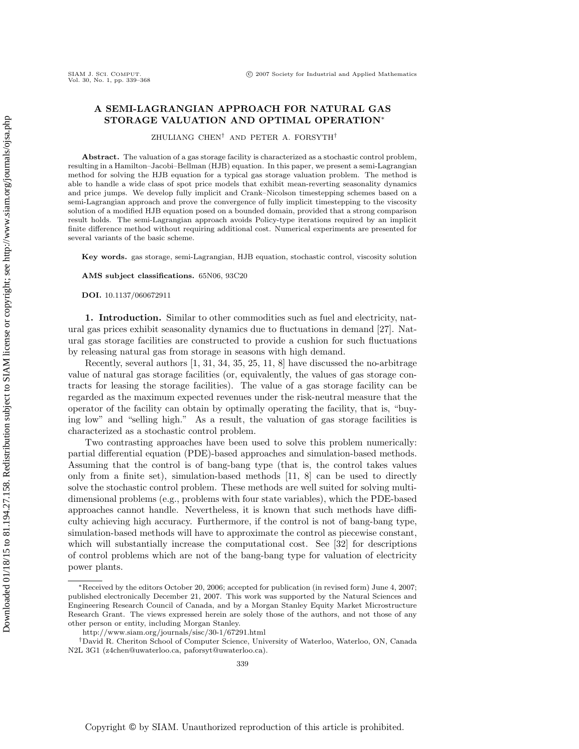# A SEMI-LAGRANGIAN APPROACH FOR NATURAL GAS STORAGE VALUATION AND OPTIMAL OPERATION*

ZHULIANG CHEN† AND PETER A. FORSYTH†

**Abstract.** The valuation of a gas storage facility is characterized as a stochastic control problem, resulting in a Hamilton–Jacobi–Bellman (HJB) equation. In this paper, we present a semi-Lagrangian method for solving the HJB equation for a typical gas storage valuation problem. The method is able to handle a wide class of spot price models that exhibit mean-reverting seasonality dynamics and price jumps. We develop fully implicit and Crank–Nicolson timestepping schemes based on a semi-Lagrangian approach and prove the convergence of fully implicit timestepping to the viscosity solution of a modified HJB equation posed on a bounded domain, provided that a strong comparison result holds. The semi-Lagrangian approach avoids Policy-type iterations required by an implicit finite difference method without requiring additional cost. Numerical experiments are presented for several variants of the basic scheme.

**Key words.** gas storage, semi-Lagrangian, HJB equation, stochastic control, viscosity solution

**AMS subject classifications.** 65N06, 93C20

**DOI.** 10.1137/060672911

## 1. Introduction.

Similar to other commodities such as fuel and electricity, natural gas prices exhibit seasonality dynamics due to fluctuations in demand [27]. Natural gas storage facilities are constructed to provide a cushion for such fluctuations by releasing natural gas from storage in seasons with high demand.

Recently, several authors [1, 31, 34, 35, 25, 11, 8] have discussed the no-arbitrage value of natural gas storage facilities (or, equivalently, the values of gas storage contracts for leasing the storage facilities). The value of a gas storage facility can be regarded as the maximum expected revenues under the risk-neutral measure that the operator of the facility can obtain by optimally operating the facility, that is, "buying low" and "selling high." As a result, the valuation of gas storage facilities is characterized as a stochastic control problem.

Two contrasting approaches have been used to solve this problem numerically: partial differential equation (PDE)-based approaches and simulation-based methods. Assuming that the control is of bang-bang type (that is, the control takes values only from a finite set), simulation-based methods [11, 8] can be used to directly solve the stochastic control problem. These methods are well suited for solving multidimensional problems (e.g., problems with four state variables), which the PDE-based approaches cannot handle. Nevertheless, it is known that such methods have difficulty achieving high accuracy. Furthermore, if the control is not of bang-bang type, simulation-based methods will have to approximate the control as piecewise constant, which will substantially increase the computational cost. See [32] for descriptions of control problems which are not of the bang-bang type for valuation of electricity power plants.

---

*Received by the editors October 20, 2006; accepted for publication (in revised form) June 4, 2007; published electronically December 21, 2007. This work was supported by the Natural Sciences and Engineering Research Council of Canada, and by a Morgan Stanley Equity Market Microstructure Research Grant. The views expressed herein are solely those of the authors, and not those of any other person or entity, including Morgan Stanley.

http://www.siam.org/journals/sisc/30-1/67291.html

†David R. Cheriton School of Computer Science, University of Waterloo, Waterloo, ON, Canada N2L 3G1 (z4chen@uwaterloo.ca, paforsyt@uwaterloo.ca).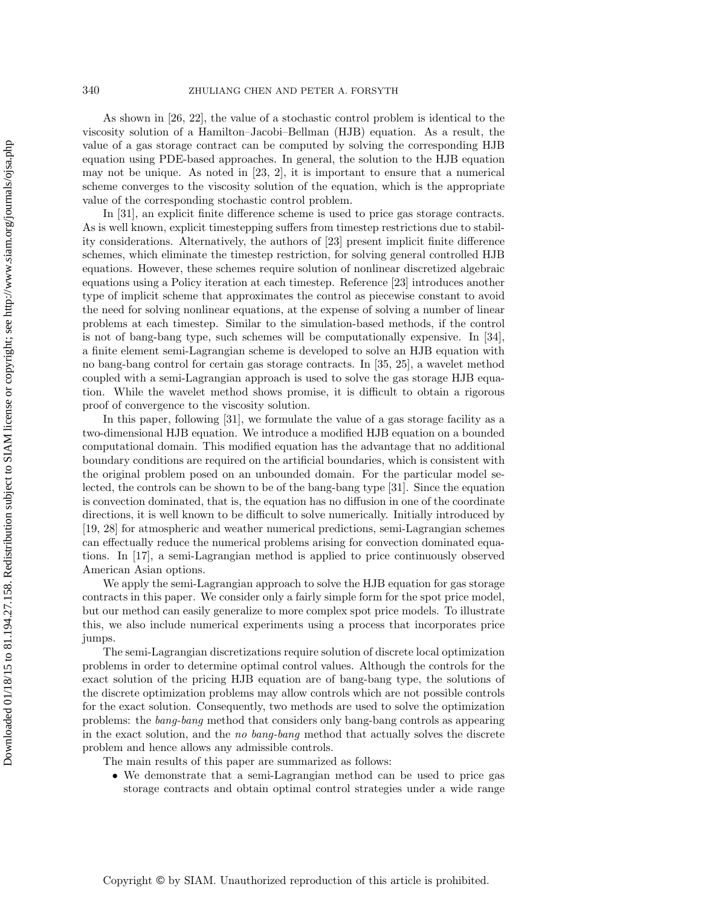As shown in [26, 22], the value of a stochastic control problem is identical to the viscosity solution of a Hamilton–Jacobi–Bellman (HJB) equation. As a result, the value of a gas storage contract can be computed by solving the corresponding HJB equation using PDE-based approaches. In general, the solution to the HJB equation may not be unique. As noted in [23, 2], it is important to ensure that a numerical scheme converges to the viscosity solution of the equation, which is the appropriate value of the corresponding stochastic control problem.

In [31], an explicit finite difference scheme is used to price gas storage contracts. As is well known, explicit timestepping suffers from timestep restrictions due to stability considerations. Alternatively, the authors of [23] present implicit finite difference schemes, which eliminate the timestep restriction, for solving general controlled HJB equations. However, these schemes require solution of nonlinear discretized algebraic equations using a Policy iteration at each timestep. Reference [23] introduces another type of implicit scheme that approximates the control as piecewise constant to avoid the need for solving nonlinear equations, at the expense of solving a number of linear problems at each timestep. Similar to the simulation-based methods, if the control is not of bang-bang type, such schemes will be computationally expensive. In [34], a finite element semi-Lagrangian scheme is developed to solve an HJB equation with no bang-bang control for certain gas storage contracts. In [35, 25], a wavelet method coupled with a semi-Lagrangian approach is used to solve the gas storage HJB equation. While the wavelet method shows promise, it is difficult to obtain a rigorous proof of convergence to the viscosity solution.

In this paper, following [31], we formulate the value of a gas storage facility as a two-dimensional HJB equation. We introduce a modified HJB equation on a bounded computational domain. This modified equation has the advantage that no additional boundary conditions are required on the artificial boundaries, which is consistent with the original problem posed on an unbounded domain. For the particular model selected, the controls can be shown to be of the bang-bang type [31]. Since the equation is convection dominated, that is, the equation has no diffusion in one of the coordinate directions, it is well known to be difficult to solve numerically. Initially introduced by [19, 28] for atmospheric and weather numerical predictions, semi-Lagrangian schemes can effectually reduce the numerical problems arising for convection dominated equations. In [17], a semi-Lagrangian method is applied to price continuously observed American Asian options.

We apply the semi-Lagrangian approach to solve the HJB equation for gas storage contracts in this paper. We consider only a fairly simple form for the spot price model, but our method can easily generalize to more complex spot price models. To illustrate this, we also include numerical experiments using a process that incorporates price jumps.

The semi-Lagrangian discretizations require solution of discrete local optimization problems in order to determine optimal control values. Although the controls for the exact solution of the pricing HJB equation are of bang-bang type, the solutions of the discrete optimization problems may allow controls which are not possible controls for the exact solution. Consequently, two methods are used to solve the optimization problems: the *bang-bang* method that considers only bang-bang controls as appearing in the exact solution, and the *no bang-bang* method that actually solves the discrete problem and hence allows any admissible controls.

The main results of this paper are summarized as follows:

- We demonstrate that a semi-Lagrangian method can be used to price gas storage contracts and obtain optimal control strategies under a wide range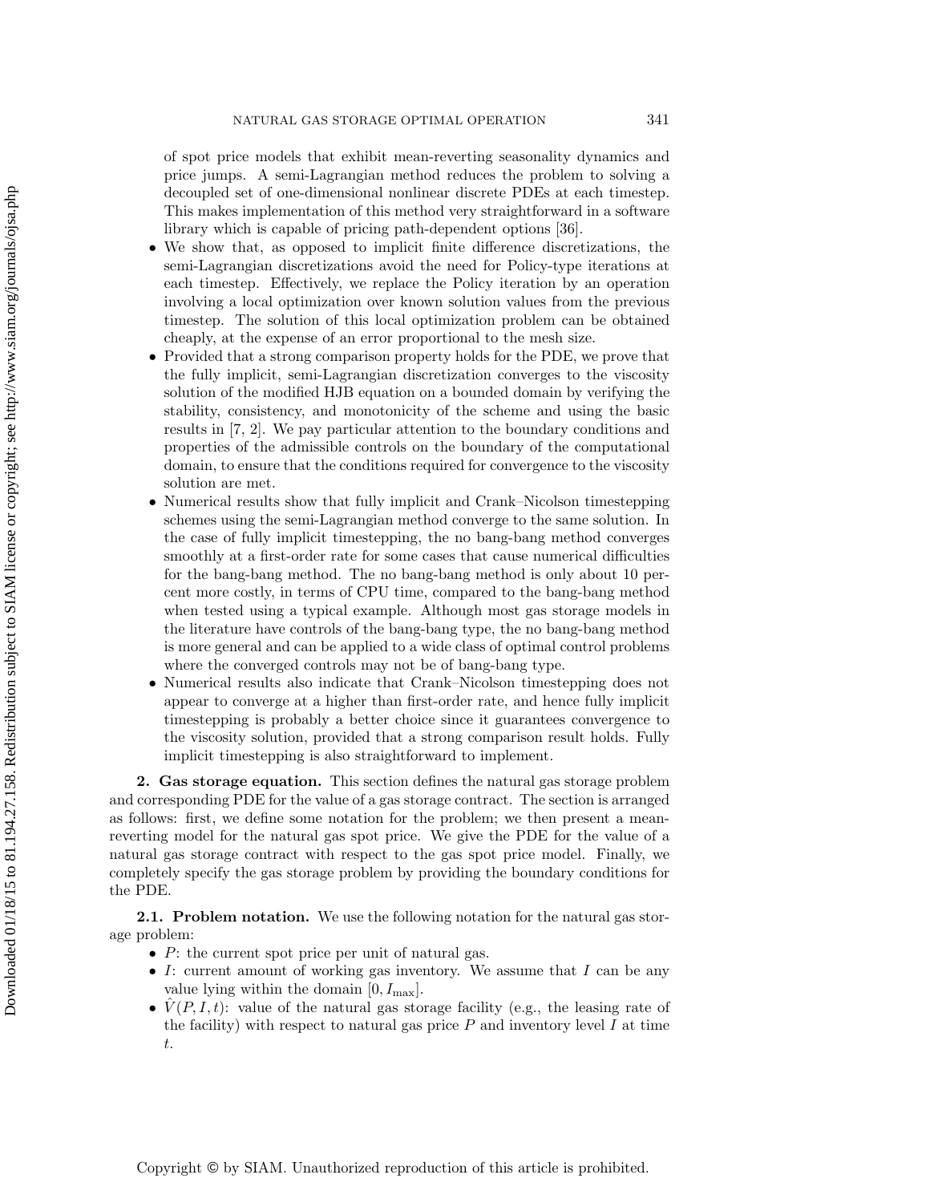of spot price models that exhibit mean-reverting seasonality dynamics and price jumps. A semi-Lagrangian method reduces the problem to solving a decoupled set of one-dimensional nonlinear discrete PDEs at each timestep. This makes implementation of this method very straightforward in a software library which is capable of pricing path-dependent options [36].

- We show that, as opposed to implicit finite difference discretizations, the semi-Lagrangian discretizations avoid the need for Policy-type iterations at each timestep. Effectively, we replace the Policy iteration by an operation involving a local optimization over known solution values from the previous timestep. The solution of this local optimization problem can be obtained cheaply, at the expense of an error proportional to the mesh size.
- Provided that a strong comparison property holds for the PDE, we prove that the fully implicit, semi-Lagrangian discretization converges to the viscosity solution of the modified HJB equation on a bounded domain by verifying the stability, consistency, and monotonicity of the scheme and using the basic results in [7, 2]. We pay particular attention to the boundary conditions and properties of the admissible controls on the boundary of the computational domain, to ensure that the conditions required for convergence to the viscosity solution are met.
- Numerical results show that fully implicit and Crank–Nicolson timestepping schemes using the semi-Lagrangian method converge to the same solution. In the case of fully implicit timestepping, the no bang-bang method converges smoothly at a first-order rate for some cases that cause numerical difficulties for the bang-bang method. The no bang-bang method is only about 10 percent more costly, in terms of CPU time, compared to the bang-bang method when tested using a typical example. Although most gas storage models in the literature have controls of the bang-bang type, the no bang-bang method is more general and can be applied to a wide class of optimal control problems where the converged controls may not be of bang-bang type.
- Numerical results also indicate that Crank–Nicolson timestepping does not appear to converge at a higher than first-order rate, and hence fully implicit timestepping is probably a better choice since it guarantees convergence to the viscosity solution, provided that a strong comparison result holds. Fully implicit timestepping is also straightforward to implement.

## 2. Gas storage equation.

This section defines the natural gas storage problem and corresponding PDE for the value of a gas storage contract. The section is arranged as follows: first, we define some notation for the problem; we then present a mean-reverting model for the natural gas spot price. We give the PDE for the value of a natural gas storage contract with respect to the gas spot price model. Finally, we completely specify the gas storage problem by providing the boundary conditions for the PDE.

### 2.1. Problem notation.

We use the following notation for the natural gas storage problem:

- $P$: the current spot price per unit of natural gas.
- $I$: current amount of working gas inventory. We assume that $I$ can be any value lying within the domain $[0, I_{\max}]$.
- $\hat{V}(P, I, t)$: value of the natural gas storage facility (e.g., the leasing rate of the facility) with respect to natural gas price $P$ and inventory level $I$ at time $t$.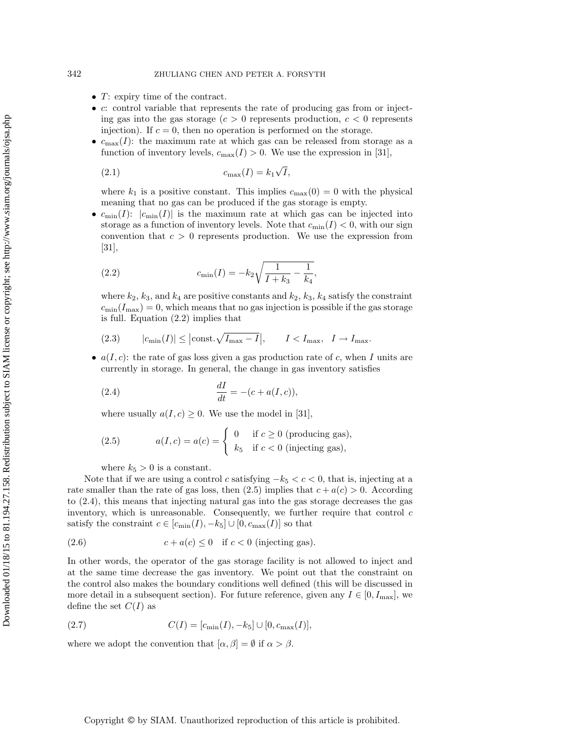- $T$: expiry time of the contract.
- $c$: control variable that represents the rate of producing gas from or injecting gas into the gas storage ($c > 0$ represents production, $c < 0$ represents injection). If $c = 0$, then no operation is performed on the storage.
- $c_{\max}(I)$: the maximum rate at which gas can be released from storage as a function of inventory levels, $c_{\max}(I) > 0$. We use the expression in [31],

$$c_{\max}(I) = k_1\sqrt{I}, \tag{2.1}$$

  where $k_1$ is a positive constant. This implies $c_{\max}(0) = 0$ with the physical meaning that no gas can be produced if the gas storage is empty.
- $c_{\min}(I)$: $|c_{\min}(I)|$ is the maximum rate at which gas can be injected into storage as a function of inventory levels. Note that $c_{\min}(I) < 0$, with our sign convention that $c > 0$ represents production. We use the expression from [31],

$$c_{\min}(I) = -k_2\sqrt{\frac{1}{I+k_3} - \frac{1}{k_4}}, \tag{2.2}$$

  where $k_2$, $k_3$, and $k_4$ are positive constants and $k_2$, $k_3$, $k_4$ satisfy the constraint $c_{\min}(I_{\max}) = 0$, which means that no gas injection is possible if the gas storage is full. Equation (2.2) implies that

$$|c_{\min}(I)| \le \left|\text{const.}\sqrt{I_{\max} - I}\right|, \qquad I < I_{\max}, \quad I \to I_{\max}. \tag{2.3}$$

- $a(I, c)$: the rate of gas loss given a gas production rate of $c$, when $I$ units are currently in storage. In general, the change in gas inventory satisfies

$$\frac{dI}{dt} = -(c + a(I, c)), \tag{2.4}$$

  where usually $a(I, c) \ge 0$. We use the model in [31],

$$a(I, c) = a(c) = \begin{cases} 0 & \text{if } c \ge 0 \text{ (producing gas)}, \\ k_5 & \text{if } c < 0 \text{ (injecting gas)}, \end{cases} \tag{2.5}$$

  where $k_5 > 0$ is a constant.

Note that if we are using a control $c$ satisfying $-k_5 < c < 0$, that is, injecting at a rate smaller than the rate of gas loss, then (2.5) implies that $c + a(c) > 0$. According to (2.4), this means that injecting natural gas into the gas storage decreases the gas inventory, which is unreasonable. Consequently, we further require that control $c$ satisfy the constraint $c \in [c_{\min}(I), -k_5] \cup [0, c_{\max}(I)]$ so that

$$c + a(c) \le 0 \quad \text{if } c < 0 \text{ (injecting gas)}. \tag{2.6}$$

In other words, the operator of the gas storage facility is not allowed to inject and at the same time decrease the gas inventory. We point out that the constraint on the control also makes the boundary conditions well defined (this will be discussed in more detail in a subsequent section). For future reference, given any $I \in [0, I_{\max}]$, we define the set $C(I)$ as

$$C(I) = [c_{\min}(I), -k_5] \cup [0, c_{\max}(I)], \tag{2.7}$$

where we adopt the convention that $[\alpha, \beta] = \emptyset$ if $\alpha > \beta$.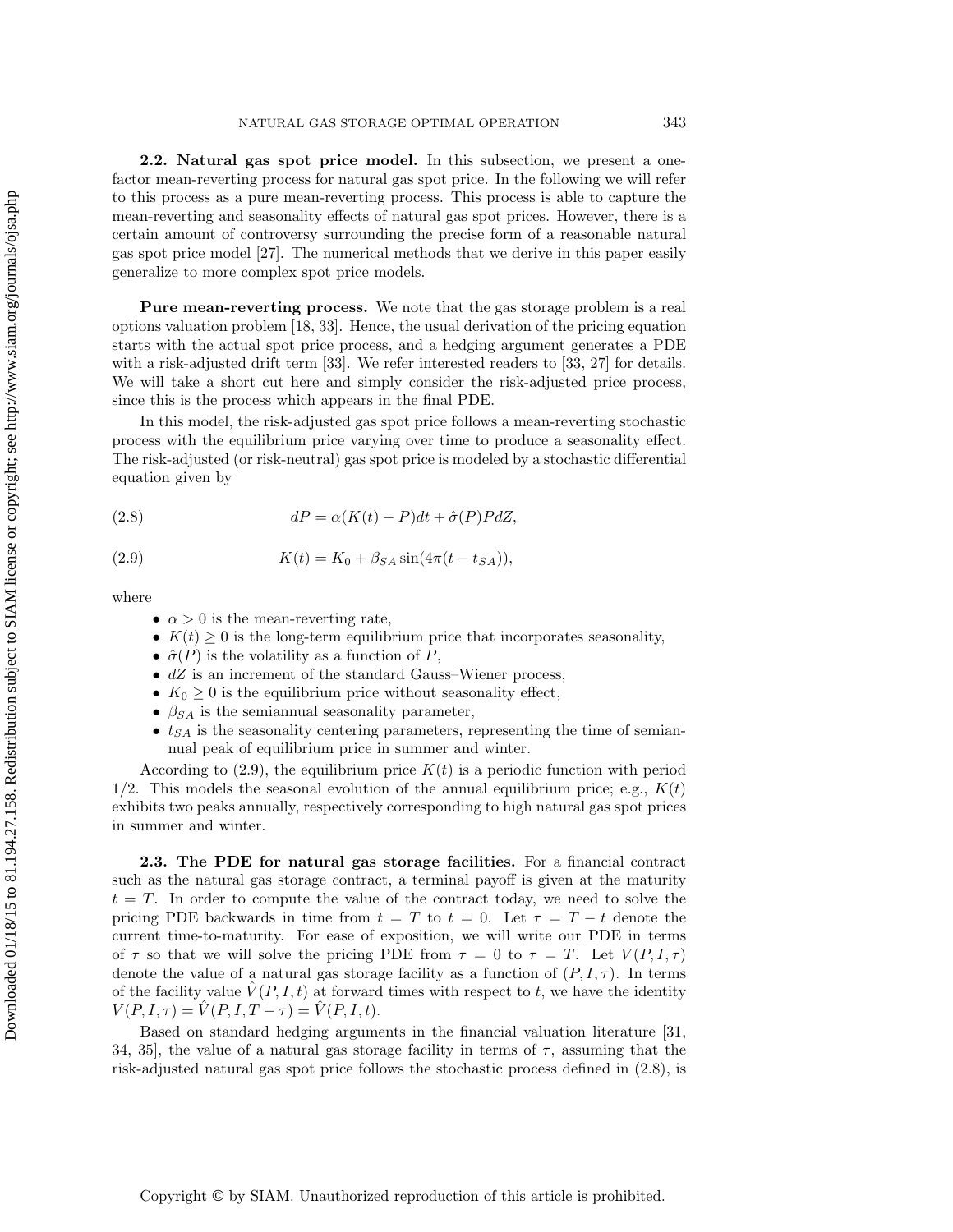**2.2. Natural gas spot price model.** In this subsection, we present a one-factor mean-reverting process for natural gas spot price. In the following we will refer to this process as a pure mean-reverting process. This process is able to capture the mean-reverting and seasonality effects of natural gas spot prices. However, there is a certain amount of controversy surrounding the precise form of a reasonable natural gas spot price model [27]. The numerical methods that we derive in this paper easily generalize to more complex spot price models.

**Pure mean-reverting process.** We note that the gas storage problem is a real options valuation problem [18, 33]. Hence, the usual derivation of the pricing equation starts with the actual spot price process, and a hedging argument generates a PDE with a risk-adjusted drift term [33]. We refer interested readers to [33, 27] for details. We will take a short cut here and simply consider the risk-adjusted price process, since this is the process which appears in the final PDE.

In this model, the risk-adjusted gas spot price follows a mean-reverting stochastic process with the equilibrium price varying over time to produce a seasonality effect. The risk-adjusted (or risk-neutral) gas spot price is modeled by a stochastic differential equation given by

$$dP = \alpha(K(t) - P)dt + \hat{\sigma}(P)PdZ, \tag{2.8}$$

$$K(t) = K_0 + \beta_{SA}\sin(4\pi(t - t_{SA})), \tag{2.9}$$

where

- $\alpha > 0$ is the mean-reverting rate,
- $K(t) \geq 0$ is the long-term equilibrium price that incorporates seasonality,
- $\hat{\sigma}(P)$ is the volatility as a function of $P$,
- $dZ$ is an increment of the standard Gauss–Wiener process,
- $K_0 \geq 0$ is the equilibrium price without seasonality effect,
- $\beta_{SA}$ is the semiannual seasonality parameter,
- $t_{SA}$ is the seasonality centering parameters, representing the time of semiannual peak of equilibrium price in summer and winter.

According to (2.9), the equilibrium price $K(t)$ is a periodic function with period 1/2. This models the seasonal evolution of the annual equilibrium price; e.g., $K(t)$ exhibits two peaks annually, respectively corresponding to high natural gas spot prices in summer and winter.

**2.3. The PDE for natural gas storage facilities.** For a financial contract such as the natural gas storage contract, a terminal payoff is given at the maturity $t = T$. In order to compute the value of the contract today, we need to solve the pricing PDE backwards in time from $t = T$ to $t = 0$. Let $\tau = T - t$ denote the current time-to-maturity. For ease of exposition, we will write our PDE in terms of $\tau$ so that we will solve the pricing PDE from $\tau = 0$ to $\tau = T$. Let $V(P, I, \tau)$ denote the value of a natural gas storage facility as a function of $(P, I, \tau)$. In terms of the facility value $\hat{V}(P, I, t)$ at forward times with respect to $t$, we have the identity $V(P, I, \tau) = \hat{V}(P, I, T - \tau) = \hat{V}(P, I, t)$.

Based on standard hedging arguments in the financial valuation literature [31, 34, 35], the value of a natural gas storage facility in terms of $\tau$, assuming that the risk-adjusted natural gas spot price follows the stochastic process defined in (2.8), is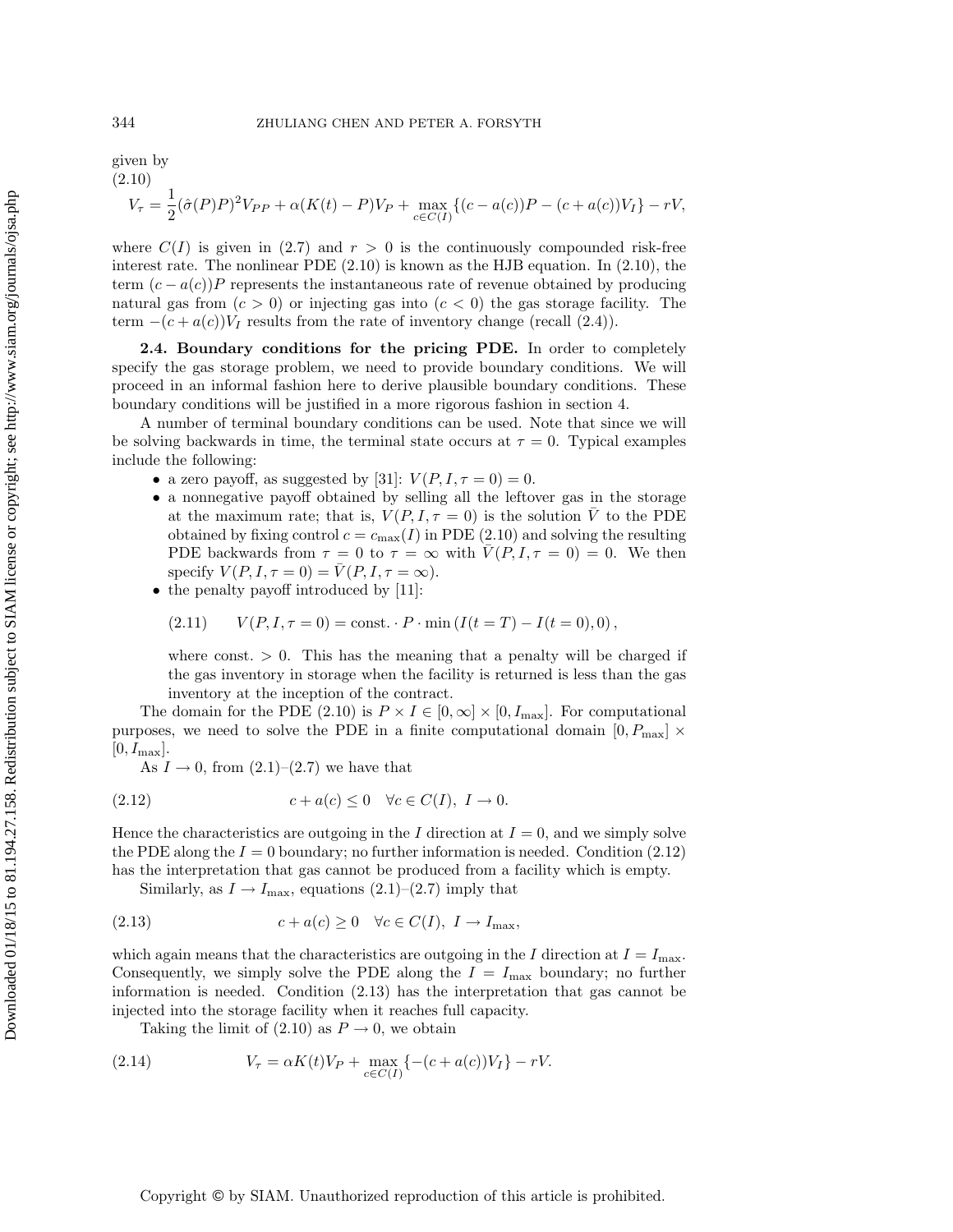given by

$$V_\tau = \frac{1}{2}(\hat{\sigma}(P)P)^2 V_{PP} + \alpha(K(t) - P)V_P + \max_{c \in C(I)} \{(c - a(c))P - (c + a(c))V_I\} - rV, \tag{2.10}$$

where $C(I)$ is given in (2.7) and $r > 0$ is the continuously compounded risk-free interest rate. The nonlinear PDE (2.10) is known as the HJB equation. In (2.10), the term $(c - a(c))P$ represents the instantaneous rate of revenue obtained by producing natural gas from $(c > 0)$ or injecting gas into $(c < 0)$ the gas storage facility. The term $-(c + a(c))V_I$ results from the rate of inventory change (recall (2.4)).

**2.4. Boundary conditions for the pricing PDE.** In order to completely specify the gas storage problem, we need to provide boundary conditions. We will proceed in an informal fashion here to derive plausible boundary conditions. These boundary conditions will be justified in a more rigorous fashion in section 4.

A number of terminal boundary conditions can be used. Note that since we will be solving backwards in time, the terminal state occurs at $\tau = 0$. Typical examples include the following:

- a zero payoff, as suggested by [31]: $V(P, I, \tau = 0) = 0$.
- a nonnegative payoff obtained by selling all the leftover gas in the storage at the maximum rate; that is, $V(P, I, \tau = 0)$ is the solution $\bar{V}$ to the PDE obtained by fixing control $c = c_{\max}(I)$ in PDE (2.10) and solving the resulting PDE backwards from $\tau = 0$ to $\tau = \infty$ with $\bar{V}(P, I, \tau = 0) = 0$. We then specify $V(P, I, \tau = 0) = \bar{V}(P, I, \tau = \infty)$.
- the penalty payoff introduced by [11]:

$$V(P, I, \tau = 0) = \text{const.} \cdot P \cdot \min\left(I(t = T) - I(t = 0), 0\right), \tag{2.11}$$

  where const. $> 0$. This has the meaning that a penalty will be charged if the gas inventory in storage when the facility is returned is less than the gas inventory at the inception of the contract.

The domain for the PDE (2.10) is $P \times I \in [0, \infty] \times [0, I_{\max}]$. For computational purposes, we need to solve the PDE in a finite computational domain $[0, P_{\max}] \times [0, I_{\max}]$.

As $I \to 0$, from (2.1)–(2.7) we have that

$$c + a(c) \le 0 \quad \forall c \in C(I),\ I \to 0. \tag{2.12}$$

Hence the characteristics are outgoing in the $I$ direction at $I = 0$, and we simply solve the PDE along the $I = 0$ boundary; no further information is needed. Condition (2.12) has the interpretation that gas cannot be produced from a facility which is empty.

Similarly, as $I \to I_{\max}$, equations (2.1)–(2.7) imply that

$$c + a(c) \ge 0 \quad \forall c \in C(I),\ I \to I_{\max}, \tag{2.13}$$

which again means that the characteristics are outgoing in the $I$ direction at $I = I_{\max}$. Consequently, we simply solve the PDE along the $I = I_{\max}$ boundary; no further information is needed. Condition (2.13) has the interpretation that gas cannot be injected into the storage facility when it reaches full capacity.

Taking the limit of (2.10) as $P \to 0$, we obtain

$$V_\tau = \alpha K(t) V_P + \max_{c \in C(I)} \{-(c + a(c))V_I\} - rV. \tag{2.14}$$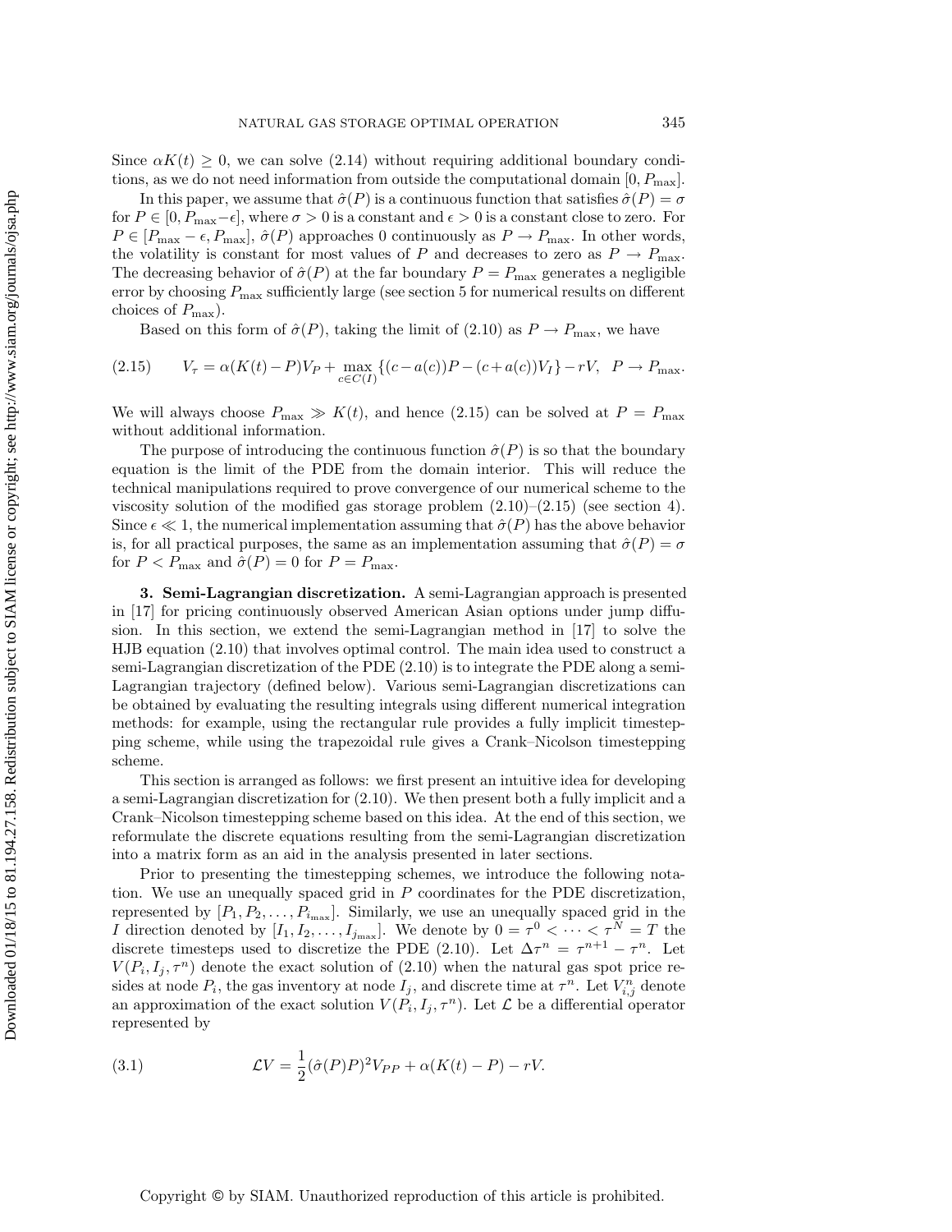Since $\alpha K(t) \geq 0$, we can solve (2.14) without requiring additional boundary conditions, as we do not need information from outside the computational domain $[0, P_{\max}]$.

In this paper, we assume that $\hat{\sigma}(P)$ is a continuous function that satisfies $\hat{\sigma}(P) = \sigma$ for $P \in [0, P_{\max} - \epsilon]$, where $\sigma > 0$ is a constant and $\epsilon > 0$ is a constant close to zero. For $P \in [P_{\max} - \epsilon, P_{\max}]$, $\hat{\sigma}(P)$ approaches 0 continuously as $P \to P_{\max}$. In other words, the volatility is constant for most values of $P$ and decreases to zero as $P \to P_{\max}$. The decreasing behavior of $\hat{\sigma}(P)$ at the far boundary $P = P_{\max}$ generates a negligible error by choosing $P_{\max}$ sufficiently large (see section 5 for numerical results on different choices of $P_{\max}$).

Based on this form of $\hat{\sigma}(P)$, taking the limit of (2.10) as $P \to P_{\max}$, we have

$$V_\tau = \alpha(K(t) - P)V_P + \max_{c \in C(I)} \{(c - a(c))P - (c + a(c))V_I\} - rV, \quad P \to P_{\max}. \tag{2.15}$$

We will always choose $P_{\max} \gg K(t)$, and hence (2.15) can be solved at $P = P_{\max}$ without additional information.

The purpose of introducing the continuous function $\hat{\sigma}(P)$ is so that the boundary equation is the limit of the PDE from the domain interior. This will reduce the technical manipulations required to prove convergence of our numerical scheme to the viscosity solution of the modified gas storage problem (2.10)–(2.15) (see section 4). Since $\epsilon \ll 1$, the numerical implementation assuming that $\hat{\sigma}(P)$ has the above behavior is, for all practical purposes, the same as an implementation assuming that $\hat{\sigma}(P) = \sigma$ for $P < P_{\max}$ and $\hat{\sigma}(P) = 0$ for $P = P_{\max}$.

## 3. Semi-Lagrangian discretization.

A semi-Lagrangian approach is presented in [17] for pricing continuously observed American Asian options under jump diffusion. In this section, we extend the semi-Lagrangian method in [17] to solve the HJB equation (2.10) that involves optimal control. The main idea used to construct a semi-Lagrangian discretization of the PDE (2.10) is to integrate the PDE along a semi-Lagrangian trajectory (defined below). Various semi-Lagrangian discretizations can be obtained by evaluating the resulting integrals using different numerical integration methods: for example, using the rectangular rule provides a fully implicit timestepping scheme, while using the trapezoidal rule gives a Crank–Nicolson timestepping scheme.

This section is arranged as follows: we first present an intuitive idea for developing a semi-Lagrangian discretization for (2.10). We then present both a fully implicit and a Crank–Nicolson timestepping scheme based on this idea. At the end of this section, we reformulate the discrete equations resulting from the semi-Lagrangian discretization into a matrix form as an aid in the analysis presented in later sections.

Prior to presenting the timestepping schemes, we introduce the following notation. We use an unequally spaced grid in $P$ coordinates for the PDE discretization, represented by $[P_1, P_2, \ldots, P_{i_{\max}}]$. Similarly, we use an unequally spaced grid in the $I$ direction denoted by $[I_1, I_2, \ldots, I_{j_{\max}}]$. We denote by $0 = \tau^0 < \cdots < \tau^N = T$ the discrete timesteps used to discretize the PDE (2.10). Let $\Delta\tau^n = \tau^{n+1} - \tau^n$. Let $V(P_i, I_j, \tau^n)$ denote the exact solution of (2.10) when the natural gas spot price resides at node $P_i$, the gas inventory at node $I_j$, and discrete time at $\tau^n$. Let $V_{i,j}^n$ denote an approximation of the exact solution $V(P_i, I_j, \tau^n)$. Let $\mathcal{L}$ be a differential operator represented by

$$\mathcal{L}V = \frac{1}{2}(\hat{\sigma}(P)P)^2 V_{PP} + \alpha(K(t) - P) - rV. \tag{3.1}$$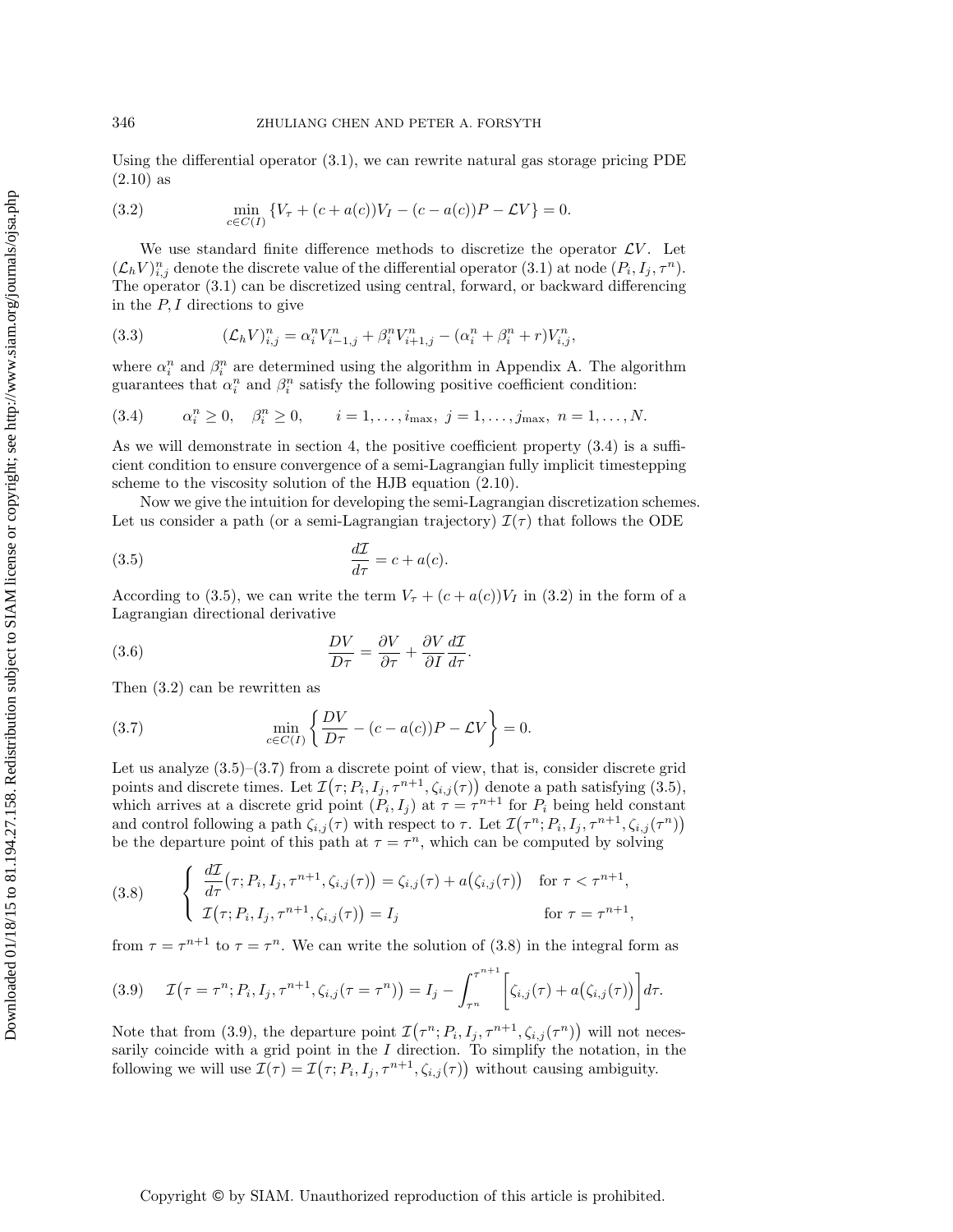Using the differential operator (3.1), we can rewrite natural gas storage pricing PDE (2.10) as

$$\min_{c \in C(I)} \{V_\tau + (c + a(c))V_I - (c - a(c))P - \mathcal{L}V\} = 0. \tag{3.2}$$

We use standard finite difference methods to discretize the operator $\mathcal{L}V$. Let $(\mathcal{L}_h V)^n_{i,j}$ denote the discrete value of the differential operator (3.1) at node $(P_i, I_j, \tau^n)$. The operator (3.1) can be discretized using central, forward, or backward differencing in the $P, I$ directions to give

$$(\mathcal{L}_h V)^n_{i,j} = \alpha^n_i V^n_{i-1,j} + \beta^n_i V^n_{i+1,j} - (\alpha^n_i + \beta^n_i + r)V^n_{i,j}, \tag{3.3}$$

where $\alpha^n_i$ and $\beta^n_i$ are determined using the algorithm in Appendix A. The algorithm guarantees that $\alpha^n_i$ and $\beta^n_i$ satisfy the following positive coefficient condition:

$$\alpha^n_i \geq 0, \quad \beta^n_i \geq 0, \qquad i = 1, \dots, i_{\max},\ j = 1, \dots, j_{\max},\ n = 1, \dots, N. \tag{3.4}$$

As we will demonstrate in section 4, the positive coefficient property (3.4) is a sufficient condition to ensure convergence of a semi-Lagrangian fully implicit timestepping scheme to the viscosity solution of the HJB equation (2.10).

Now we give the intuition for developing the semi-Lagrangian discretization schemes. Let us consider a path (or a semi-Lagrangian trajectory) $\mathcal{I}(\tau)$ that follows the ODE

$$\frac{d\mathcal{I}}{d\tau} = c + a(c). \tag{3.5}$$

According to (3.5), we can write the term $V_\tau + (c + a(c))V_I$ in (3.2) in the form of a Lagrangian directional derivative

$$\frac{DV}{D\tau} = \frac{\partial V}{\partial \tau} + \frac{\partial V}{\partial I}\frac{d\mathcal{I}}{d\tau}. \tag{3.6}$$

Then (3.2) can be rewritten as

$$\min_{c \in C(I)} \left\{ \frac{DV}{D\tau} - (c - a(c))P - \mathcal{L}V \right\} = 0. \tag{3.7}$$

Let us analyze (3.5)–(3.7) from a discrete point of view, that is, consider discrete grid points and discrete times. Let $\mathcal{I}\big(\tau; P_i, I_j, \tau^{n+1}, \zeta_{i,j}(\tau)\big)$ denote a path satisfying (3.5), which arrives at a discrete grid point $(P_i, I_j)$ at $\tau = \tau^{n+1}$ for $P_i$ being held constant and control following a path $\zeta_{i,j}(\tau)$ with respect to $\tau$. Let $\mathcal{I}\big(\tau^n; P_i, I_j, \tau^{n+1}, \zeta_{i,j}(\tau^n)\big)$ be the departure point of this path at $\tau = \tau^n$, which can be computed by solving

$$\begin{cases} \dfrac{d\mathcal{I}}{d\tau}\big(\tau; P_i, I_j, \tau^{n+1}, \zeta_{i,j}(\tau)\big) = \zeta_{i,j}(\tau) + a\big(\zeta_{i,j}(\tau)\big) & \text{for } \tau < \tau^{n+1}, \\ \mathcal{I}\big(\tau; P_i, I_j, \tau^{n+1}, \zeta_{i,j}(\tau)\big) = I_j & \text{for } \tau = \tau^{n+1}, \end{cases} \tag{3.8}$$

from $\tau = \tau^{n+1}$ to $\tau = \tau^n$. We can write the solution of (3.8) in the integral form as

$$\mathcal{I}\big(\tau = \tau^n; P_i, I_j, \tau^{n+1}, \zeta_{i,j}(\tau = \tau^n)\big) = I_j - \int_{\tau^n}^{\tau^{n+1}} \Big[\zeta_{i,j}(\tau) + a\big(\zeta_{i,j}(\tau)\big)\Big] d\tau. \tag{3.9}$$

Note that from (3.9), the departure point $\mathcal{I}\big(\tau^n; P_i, I_j, \tau^{n+1}, \zeta_{i,j}(\tau^n)\big)$ will not necessarily coincide with a grid point in the $I$ direction. To simplify the notation, in the following we will use $\mathcal{I}(\tau) = \mathcal{I}\big(\tau; P_i, I_j, \tau^{n+1}, \zeta_{i,j}(\tau)\big)$ without causing ambiguity.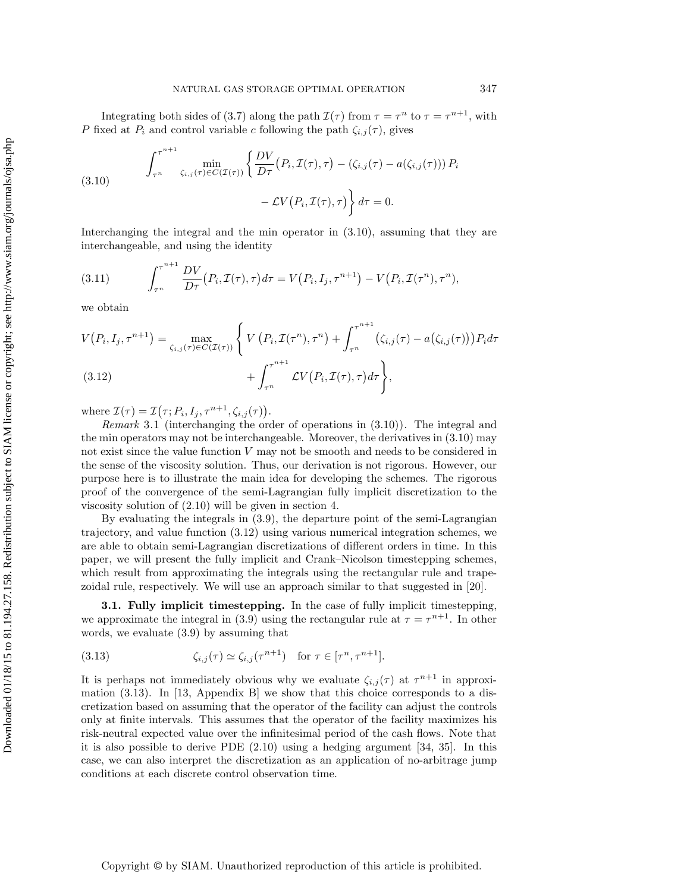Integrating both sides of (3.7) along the path $\mathcal{I}(\tau)$ from $\tau = \tau^n$ to $\tau = \tau^{n+1}$, with $P$ fixed at $P_i$ and control variable $c$ following the path $\zeta_{i,j}(\tau)$, gives

$$\int_{\tau^n}^{\tau^{n+1}} \min_{\zeta_{i,j}(\tau)\in C(\mathcal{I}(\tau))} \left\{ \frac{DV}{D\tau}\big(P_i, \mathcal{I}(\tau), \tau\big) - \left(\zeta_{i,j}(\tau) - a(\zeta_{i,j}(\tau))\right) P_i - \mathcal{L}V\big(P_i, \mathcal{I}(\tau), \tau\big) \right\} d\tau = 0. \tag{3.10}$$

Interchanging the integral and the min operator in (3.10), assuming that they are interchangeable, and using the identity

$$\int_{\tau^n}^{\tau^{n+1}} \frac{DV}{D\tau}\big(P_i, \mathcal{I}(\tau), \tau\big) d\tau = V\big(P_i, I_j, \tau^{n+1}\big) - V\big(P_i, \mathcal{I}(\tau^n), \tau^n\big), \tag{3.11}$$

we obtain

$$V\big(P_i, I_j, \tau^{n+1}\big) = \max_{\zeta_{i,j}(\tau)\in C(\mathcal{I}(\tau))} \left\{ V\left(P_i, \mathcal{I}(\tau^n), \tau^n\right) + \int_{\tau^n}^{\tau^{n+1}} \big(\zeta_{i,j}(\tau) - a\big(\zeta_{i,j}(\tau)\big)\big) P_i d\tau + \int_{\tau^n}^{\tau^{n+1}} \mathcal{L}V\big(P_i, \mathcal{I}(\tau), \tau\big) d\tau \right\}, \tag{3.12}$$

where $\mathcal{I}(\tau) = \mathcal{I}\big(\tau; P_i, I_j, \tau^{n+1}, \zeta_{i,j}(\tau)\big)$.

*Remark* 3.1 (interchanging the order of operations in (3.10)). The integral and the min operators may not be interchangeable. Moreover, the derivatives in (3.10) may not exist since the value function $V$ may not be smooth and needs to be considered in the sense of the viscosity solution. Thus, our derivation is not rigorous. However, our purpose here is to illustrate the main idea for developing the schemes. The rigorous proof of the convergence of the semi-Lagrangian fully implicit discretization to the viscosity solution of (2.10) will be given in section 4.

By evaluating the integrals in (3.9), the departure point of the semi-Lagrangian trajectory, and value function (3.12) using various numerical integration schemes, we are able to obtain semi-Lagrangian discretizations of different orders in time. In this paper, we will present the fully implicit and Crank–Nicolson timestepping schemes, which result from approximating the integrals using the rectangular rule and trapezoidal rule, respectively. We will use an approach similar to that suggested in [20].

### 3.1. Fully implicit timestepping.

In the case of fully implicit timestepping, we approximate the integral in (3.9) using the rectangular rule at $\tau = \tau^{n+1}$. In other words, we evaluate (3.9) by assuming that

$$\zeta_{i,j}(\tau) \simeq \zeta_{i,j}(\tau^{n+1}) \quad \text{for } \tau \in [\tau^n, \tau^{n+1}]. \tag{3.13}$$

It is perhaps not immediately obvious why we evaluate $\zeta_{i,j}(\tau)$ at $\tau^{n+1}$ in approximation (3.13). In [13, Appendix B] we show that this choice corresponds to a discretization based on assuming that the operator of the facility can adjust the controls only at finite intervals. This assumes that the operator of the facility maximizes his risk-neutral expected value over the infinitesimal period of the cash flows. Note that it is also possible to derive PDE (2.10) using a hedging argument [34, 35]. In this case, we can also interpret the discretization as an application of no-arbitrage jump conditions at each discrete control observation time.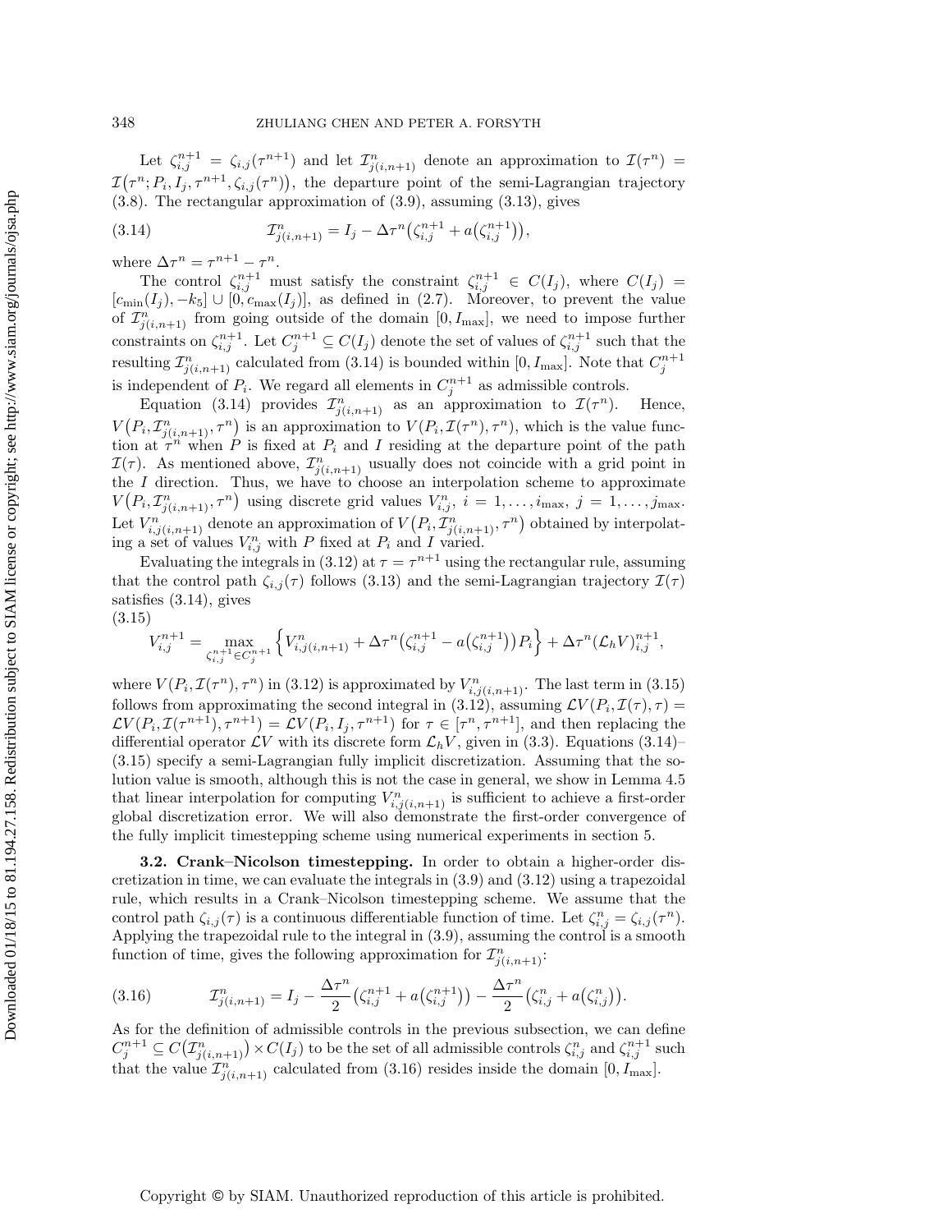Let $\zeta_{i,j}^{n+1} = \zeta_{i,j}(\tau^{n+1})$ and let $\mathcal{I}_{j(i,n+1)}^n$ denote an approximation to $\mathcal{I}(\tau^n) = \mathcal{I}\big(\tau^n; P_i, I_j, \tau^{n+1}, \zeta_{i,j}(\tau^n)\big)$, the departure point of the semi-Lagrangian trajectory (3.8). The rectangular approximation of (3.9), assuming (3.13), gives

$$\mathcal{I}_{j(i,n+1)}^n = I_j - \Delta\tau^n\big(\zeta_{i,j}^{n+1} + a\big(\zeta_{i,j}^{n+1}\big)\big), \tag{3.14}$$

where $\Delta\tau^n = \tau^{n+1} - \tau^n$.

The control $\zeta_{i,j}^{n+1}$ must satisfy the constraint $\zeta_{i,j}^{n+1} \in C(I_j)$, where $C(I_j) = [c_{\min}(I_j), -k_5] \cup [0, c_{\max}(I_j)]$, as defined in (2.7). Moreover, to prevent the value of $\mathcal{I}_{j(i,n+1)}^n$ from going outside of the domain $[0, I_{\max}]$, we need to impose further constraints on $\zeta_{i,j}^{n+1}$. Let $C_j^{n+1} \subseteq C(I_j)$ denote the set of values of $\zeta_{i,j}^{n+1}$ such that the resulting $\mathcal{I}_{j(i,n+1)}^n$ calculated from (3.14) is bounded within $[0, I_{\max}]$. Note that $C_j^{n+1}$ is independent of $P_i$. We regard all elements in $C_j^{n+1}$ as admissible controls.

Equation (3.14) provides $\mathcal{I}_{j(i,n+1)}^n$ as an approximation to $\mathcal{I}(\tau^n)$. Hence, $V\big(P_i, \mathcal{I}_{j(i,n+1)}^n, \tau^n\big)$ is an approximation to $V(P_i, \mathcal{I}(\tau^n), \tau^n)$, which is the value function at $\tau^n$ when $P$ is fixed at $P_i$ and $I$ residing at the departure point of the path $\mathcal{I}(\tau)$. As mentioned above, $\mathcal{I}_{j(i,n+1)}^n$ usually does not coincide with a grid point in the $I$ direction. Thus, we have to choose an interpolation scheme to approximate $V\big(P_i, \mathcal{I}_{j(i,n+1)}^n, \tau^n\big)$ using discrete grid values $V_{i,j}^n$, $i = 1, \ldots, i_{\max}$, $j = 1, \ldots, j_{\max}$. Let $V_{i,j(i,n+1)}^n$ denote an approximation of $V\big(P_i, \mathcal{I}_{j(i,n+1)}^n, \tau^n\big)$ obtained by interpolating a set of values $V_{i,j}^n$ with $P$ fixed at $P_i$ and $I$ varied.

Evaluating the integrals in (3.12) at $\tau = \tau^{n+1}$ using the rectangular rule, assuming that the control path $\zeta_{i,j}(\tau)$ follows (3.13) and the semi-Lagrangian trajectory $\mathcal{I}(\tau)$ satisfies (3.14), gives

$$V_{i,j}^{n+1} = \max_{\zeta_{i,j}^{n+1} \in C_j^{n+1}} \Big\{ V_{i,j(i,n+1)}^n + \Delta\tau^n\big(\zeta_{i,j}^{n+1} - a\big(\zeta_{i,j}^{n+1}\big)\big)P_i \Big\} + \Delta\tau^n(\mathcal{L}_h V)_{i,j}^{n+1}, \tag{3.15}$$

where $V(P_i, \mathcal{I}(\tau^n), \tau^n)$ in (3.12) is approximated by $V_{i,j(i,n+1)}^n$. The last term in (3.15) follows from approximating the second integral in (3.12), assuming $\mathcal{L}V(P_i, \mathcal{I}(\tau), \tau) = \mathcal{L}V(P_i, \mathcal{I}(\tau^{n+1}), \tau^{n+1}) = \mathcal{L}V(P_i, I_j, \tau^{n+1})$ for $\tau \in [\tau^n, \tau^{n+1}]$, and then replacing the differential operator $\mathcal{L}V$ with its discrete form $\mathcal{L}_h V$, given in (3.3). Equations (3.14)–(3.15) specify a semi-Lagrangian fully implicit discretization. Assuming that the solution value is smooth, although this is not the case in general, we show in Lemma 4.5 that linear interpolation for computing $V_{i,j(i,n+1)}^n$ is sufficient to achieve a first-order global discretization error. We will also demonstrate the first-order convergence of the fully implicit timestepping scheme using numerical experiments in section 5.

### 3.2. Crank–Nicolson timestepping.

In order to obtain a higher-order discretization in time, we can evaluate the integrals in (3.9) and (3.12) using a trapezoidal rule, which results in a Crank–Nicolson timestepping scheme. We assume that the control path $\zeta_{i,j}(\tau)$ is a continuous differentiable function of time. Let $\zeta_{i,j}^n = \zeta_{i,j}(\tau^n)$. Applying the trapezoidal rule to the integral in (3.9), assuming the control is a smooth function of time, gives the following approximation for $\mathcal{I}_{j(i,n+1)}^n$:

$$\mathcal{I}_{j(i,n+1)}^n = I_j - \frac{\Delta\tau^n}{2}\big(\zeta_{i,j}^{n+1} + a\big(\zeta_{i,j}^{n+1}\big)\big) - \frac{\Delta\tau^n}{2}\big(\zeta_{i,j}^n + a\big(\zeta_{i,j}^n\big)\big). \tag{3.16}$$

As for the definition of admissible controls in the previous subsection, we can define $C_j^{n+1} \subseteq C\big(\mathcal{I}_{j(i,n+1)}^n\big) \times C(I_j)$ to be the set of all admissible controls $\zeta_{i,j}^n$ and $\zeta_{i,j}^{n+1}$ such that the value $\mathcal{I}_{j(i,n+1)}^n$ calculated from (3.16) resides inside the domain $[0, I_{\max}]$.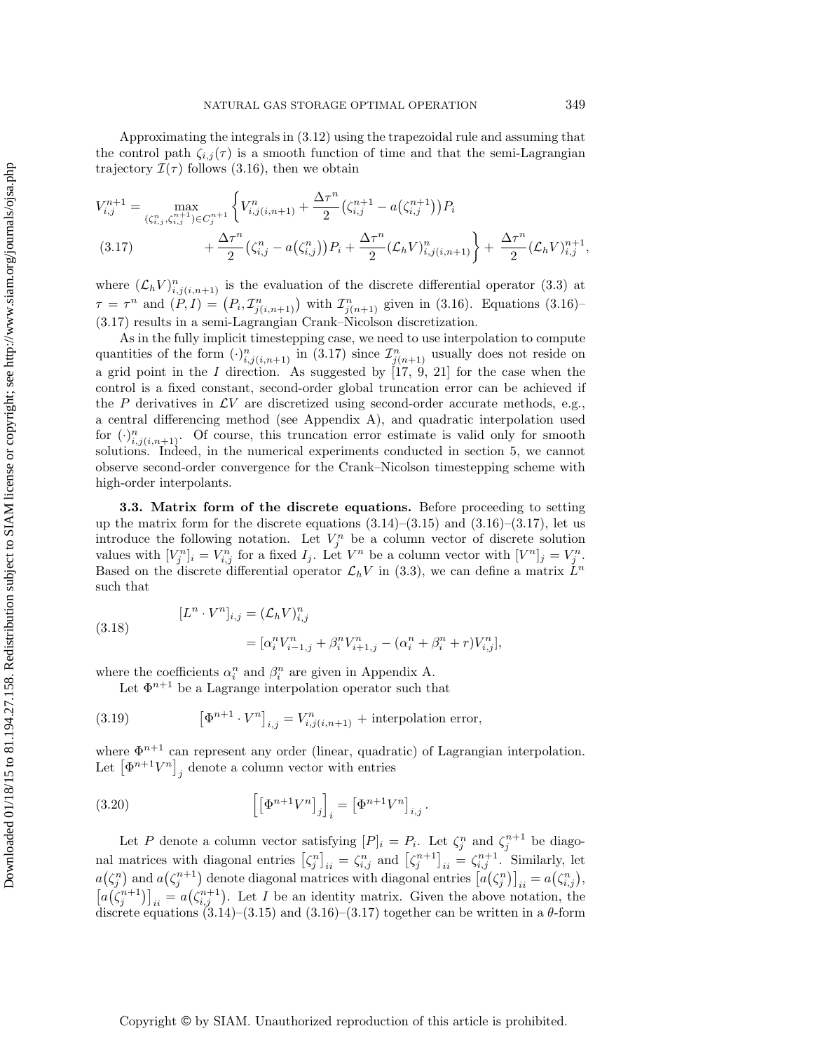Approximating the integrals in (3.12) using the trapezoidal rule and assuming that the control path $\zeta_{i,j}(\tau)$ is a smooth function of time and that the semi-Lagrangian trajectory $\mathcal{I}(\tau)$ follows (3.16), then we obtain

$$
\begin{aligned}
V_{i,j}^{n+1} = \max_{(\zeta_{i,j}^n, \zeta_{i,j}^{n+1}) \in C_j^{n+1}} \Bigg\{ & V_{i,j(i,n+1)}^n + \frac{\Delta\tau^n}{2}\big(\zeta_{i,j}^{n+1} - a\big(\zeta_{i,j}^{n+1}\big)\big)P_i \\
& + \frac{\Delta\tau^n}{2}\big(\zeta_{i,j}^n - a\big(\zeta_{i,j}^n\big)\big)P_i + \frac{\Delta\tau^n}{2}(\mathcal{L}_h V)_{i,j(i,n+1)}^n \Bigg\} + \frac{\Delta\tau^n}{2}(\mathcal{L}_h V)_{i,j}^{n+1},
\end{aligned} \tag{3.17}
$$

where $(\mathcal{L}_h V)_{i,j(i,n+1)}^n$ is the evaluation of the discrete differential operator (3.3) at $\tau = \tau^n$ and $(P, I) = \big(P_i, \mathcal{I}_{j(i,n+1)}^n\big)$ with $\mathcal{I}_{j(n+1)}^n$ given in (3.16). Equations (3.16)–(3.17) results in a semi-Lagrangian Crank–Nicolson discretization.

As in the fully implicit timestepping case, we need to use interpolation to compute quantities of the form $(\cdot)_{i,j(i,n+1)}^n$ in (3.17) since $\mathcal{I}_{j(n+1)}^n$ usually does not reside on a grid point in the $I$ direction. As suggested by [17, 9, 21] for the case when the control is a fixed constant, second-order global truncation error can be achieved if the $P$ derivatives in $\mathcal{L}V$ are discretized using second-order accurate methods, e.g., a central differencing method (see Appendix A), and quadratic interpolation used for $(\cdot)_{i,j(i,n+1)}^n$. Of course, this truncation error estimate is valid only for smooth solutions. Indeed, in the numerical experiments conducted in section 5, we cannot observe second-order convergence for the Crank–Nicolson timestepping scheme with high-order interpolants.

### 3.3. Matrix form of the discrete equations.

Before proceeding to setting up the matrix form for the discrete equations (3.14)–(3.15) and (3.16)–(3.17), let us introduce the following notation. Let $V_j^n$ be a column vector of discrete solution values with $[V_j^n]_i = V_{i,j}^n$ for a fixed $I_j$. Let $V^n$ be a column vector with $[V^n]_j = V_j^n$. Based on the discrete differential operator $\mathcal{L}_h V$ in (3.3), we can define a matrix $L^n$ such that

$$
\begin{aligned}
[L^n \cdot V^n]_{i,j} &= (\mathcal{L}_h V)_{i,j}^n \\
&= [\alpha_i^n V_{i-1,j}^n + \beta_i^n V_{i+1,j}^n - (\alpha_i^n + \beta_i^n + r)V_{i,j}^n],
\end{aligned} \tag{3.18}
$$

where the coefficients $\alpha_i^n$ and $\beta_i^n$ are given in Appendix A.

Let $\Phi^{n+1}$ be a Lagrange interpolation operator such that

$$
\big[\Phi^{n+1} \cdot V^n\big]_{i,j} = V_{i,j(i,n+1)}^n + \text{interpolation error}, \tag{3.19}
$$

where $\Phi^{n+1}$ can represent any order (linear, quadratic) of Lagrangian interpolation. Let $\big[\Phi^{n+1} V^n\big]_j$ denote a column vector with entries

$$
\Big[\big[\Phi^{n+1} V^n\big]_j\Big]_i = \big[\Phi^{n+1} V^n\big]_{i,j}. \tag{3.20}
$$

Let $P$ denote a column vector satisfying $[P]_i = P_i$. Let $\zeta_j^n$ and $\zeta_j^{n+1}$ be diagonal matrices with diagonal entries $\big[\zeta_j^n\big]_{ii} = \zeta_{i,j}^n$ and $\big[\zeta_j^{n+1}\big]_{ii} = \zeta_{i,j}^{n+1}$. Similarly, let $a\big(\zeta_j^n\big)$ and $a\big(\zeta_j^{n+1}\big)$ denote diagonal matrices with diagonal entries $\big[a\big(\zeta_j^n\big)\big]_{ii} = a\big(\zeta_{i,j}^n\big)$, $\big[a\big(\zeta_j^{n+1}\big)\big]_{ii} = a\big(\zeta_{i,j}^{n+1}\big)$. Let $I$ be an identity matrix. Given the above notation, the discrete equations (3.14)–(3.15) and (3.16)–(3.17) together can be written in a $\theta$-form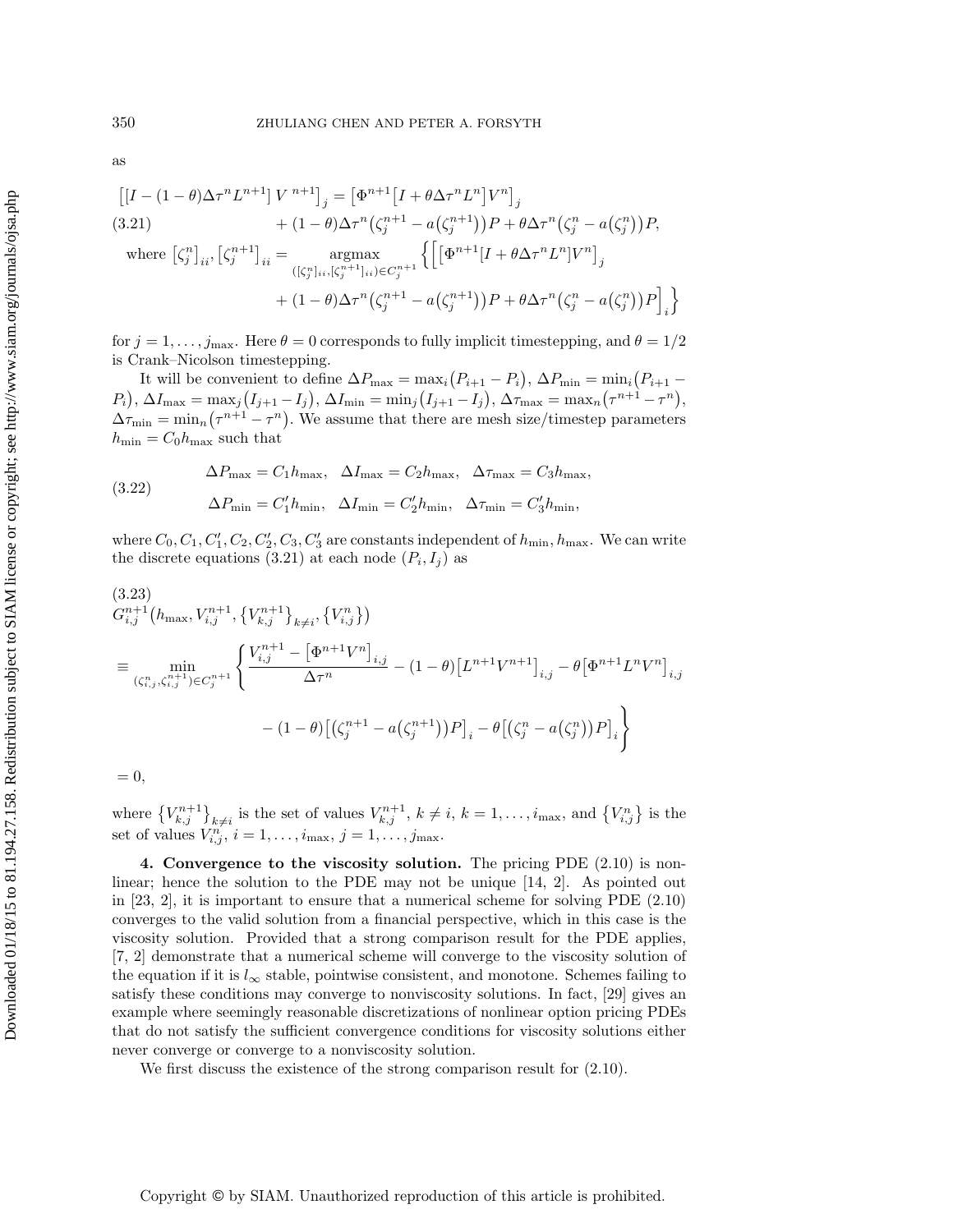as

$$
\begin{aligned}
\big[[I-(1-\theta)\Delta\tau^n L^{n+1}]\, V^{\,n+1}\big]_j &= \big[\Phi^{n+1}\big[I+\theta\Delta\tau^n L^n\big]V^n\big]_j \\
&\quad + (1-\theta)\Delta\tau^n\big(\zeta_j^{n+1}-a\big(\zeta_j^{n+1}\big)\big)P + \theta\Delta\tau^n\big(\zeta_j^n - a\big(\zeta_j^n\big)\big)P, \qquad (3.21)\\
\text{where } \big[\zeta_j^n\big]_{ii}, \big[\zeta_j^{n+1}\big]_{ii} &= \underset{([\zeta_j^n]_{ii},[\zeta_j^{n+1}]_{ii})\in C_j^{n+1}}{\operatorname{argmax}} \Big\{\Big[\big[\Phi^{n+1}[I+\theta\Delta\tau^n L^n]V^n\big]_j \\
&\quad + (1-\theta)\Delta\tau^n\big(\zeta_j^{n+1}-a\big(\zeta_j^{n+1}\big)\big)P + \theta\Delta\tau^n\big(\zeta_j^n - a\big(\zeta_j^n\big)\big)P\Big]_i\Big\}
\end{aligned}
$$

for $j = 1,\dots,j_{\max}$. Here $\theta = 0$ corresponds to fully implicit timestepping, and $\theta = 1/2$ is Crank–Nicolson timestepping.

It will be convenient to define $\Delta P_{\max} = \max_i\big(P_{i+1}-P_i\big)$, $\Delta P_{\min} = \min_i\big(P_{i+1}-P_i\big)$, $\Delta I_{\max} = \max_j\big(I_{j+1}-I_j\big)$, $\Delta I_{\min} = \min_j\big(I_{j+1}-I_j\big)$, $\Delta\tau_{\max} = \max_n\big(\tau^{n+1}-\tau^n\big)$, $\Delta\tau_{\min} = \min_n\big(\tau^{n+1}-\tau^n\big)$. We assume that there are mesh size/timestep parameters $h_{\min} = C_0 h_{\max}$ such that

$$
\begin{aligned}
&\Delta P_{\max} = C_1 h_{\max}, \quad \Delta I_{\max} = C_2 h_{\max}, \quad \Delta\tau_{\max} = C_3 h_{\max}, \\
&\Delta P_{\min} = C_1' h_{\min}, \quad \Delta I_{\min} = C_2' h_{\min}, \quad \Delta\tau_{\min} = C_3' h_{\min},
\end{aligned}
\tag{3.22}
$$

where $C_0, C_1, C_1', C_2, C_2', C_3, C_3'$ are constants independent of $h_{\min}, h_{\max}$. We can write the discrete equations (3.21) at each node $(P_i, I_j)$ as

$$
\begin{aligned}
&G_{i,j}^{n+1}\big(h_{\max}, V_{i,j}^{n+1}, \big\{V_{k,j}^{n+1}\big\}_{k\neq i}, \big\{V_{i,j}^n\big\}\big) \\
&\equiv \min_{(\zeta_{i,j}^n,\zeta_{i,j}^{n+1})\in C_j^{n+1}} \Bigg\{ \frac{V_{i,j}^{n+1} - \big[\Phi^{n+1}V^n\big]_{i,j}}{\Delta\tau^n} - (1-\theta)\big[L^{n+1}V^{n+1}\big]_{i,j} - \theta\big[\Phi^{n+1}L^n V^n\big]_{i,j} \\
&\qquad - (1-\theta)\big[\big(\zeta_j^{n+1}-a\big(\zeta_j^{n+1}\big)\big)P\big]_i - \theta\big[\big(\zeta_j^n - a\big(\zeta_j^n\big)\big)P\big]_i \Bigg\} \\
&= 0,
\end{aligned}
\tag{3.23}
$$

where $\big\{V_{k,j}^{n+1}\big\}_{k\neq i}$ is the set of values $V_{k,j}^{n+1}$, $k \neq i$, $k = 1,\dots,i_{\max}$, and $\big\{V_{i,j}^n\big\}$ is the set of values $V_{i,j}^n$, $i = 1,\dots,i_{\max}$, $j = 1,\dots,j_{\max}$.

## 4. Convergence to the viscosity solution.

The pricing PDE (2.10) is nonlinear; hence the solution to the PDE may not be unique [14, 2]. As pointed out in [23, 2], it is important to ensure that a numerical scheme for solving PDE (2.10) converges to the valid solution from a financial perspective, which in this case is the viscosity solution. Provided that a strong comparison result for the PDE applies, [7, 2] demonstrate that a numerical scheme will converge to the viscosity solution of the equation if it is $l_\infty$ stable, pointwise consistent, and monotone. Schemes failing to satisfy these conditions may converge to nonviscosity solutions. In fact, [29] gives an example where seemingly reasonable discretizations of nonlinear option pricing PDEs that do not satisfy the sufficient convergence conditions for viscosity solutions either never converge or converge to a nonviscosity solution.

We first discuss the existence of the strong comparison result for (2.10).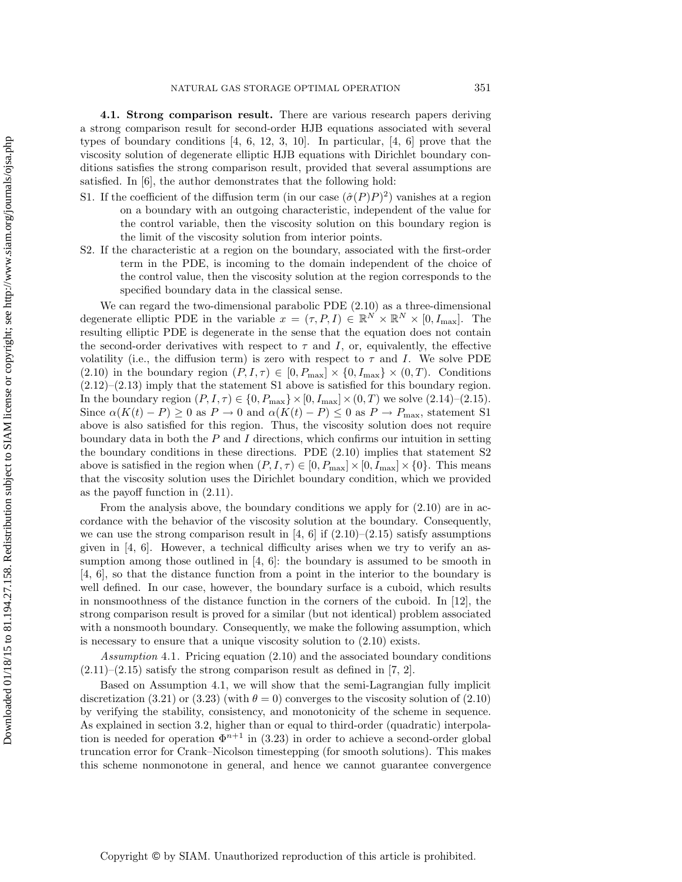### 4.1. Strong comparison result.

There are various research papers deriving a strong comparison result for second-order HJB equations associated with several types of boundary conditions [4, 6, 12, 3, 10]. In particular, [4, 6] prove that the viscosity solution of degenerate elliptic HJB equations with Dirichlet boundary conditions satisfies the strong comparison result, provided that several assumptions are satisfied. In [6], the author demonstrates that the following hold:

- S1. If the coefficient of the diffusion term (in our case $(\hat{\sigma}(P)P)^2$) vanishes at a region on a boundary with an outgoing characteristic, independent of the value for the control variable, then the viscosity solution on this boundary region is the limit of the viscosity solution from interior points.
- S2. If the characteristic at a region on the boundary, associated with the first-order term in the PDE, is incoming to the domain independent of the choice of the control value, then the viscosity solution at the region corresponds to the specified boundary data in the classical sense.

We can regard the two-dimensional parabolic PDE (2.10) as a three-dimensional degenerate elliptic PDE in the variable $x = (\tau, P, I) \in \mathbb{R}^N \times \mathbb{R}^N \times [0, I_{\max}]$. The resulting elliptic PDE is degenerate in the sense that the equation does not contain the second-order derivatives with respect to $\tau$ and $I$, or, equivalently, the effective volatility (i.e., the diffusion term) is zero with respect to $\tau$ and $I$. We solve PDE (2.10) in the boundary region $(P, I, \tau) \in [0, P_{\max}] \times \{0, I_{\max}\} \times (0, T)$. Conditions (2.12)–(2.13) imply that the statement S1 above is satisfied for this boundary region. In the boundary region $(P, I, \tau) \in \{0, P_{\max}\} \times [0, I_{\max}] \times (0, T)$ we solve (2.14)–(2.15). Since $\alpha(K(t) - P) \geq 0$ as $P \to 0$ and $\alpha(K(t) - P) \leq 0$ as $P \to P_{\max}$, statement S1 above is also satisfied for this region. Thus, the viscosity solution does not require boundary data in both the $P$ and $I$ directions, which confirms our intuition in setting the boundary conditions in these directions. PDE (2.10) implies that statement S2 above is satisfied in the region when $(P, I, \tau) \in [0, P_{\max}] \times [0, I_{\max}] \times \{0\}$. This means that the viscosity solution uses the Dirichlet boundary condition, which we provided as the payoff function in (2.11).

From the analysis above, the boundary conditions we apply for (2.10) are in accordance with the behavior of the viscosity solution at the boundary. Consequently, we can use the strong comparison result in [4, 6] if (2.10)–(2.15) satisfy assumptions given in [4, 6]. However, a technical difficulty arises when we try to verify an assumption among those outlined in [4, 6]: the boundary is assumed to be smooth in [4, 6], so that the distance function from a point in the interior to the boundary is well defined. In our case, however, the boundary surface is a cuboid, which results in nonsmoothness of the distance function in the corners of the cuboid. In [12], the strong comparison result is proved for a similar (but not identical) problem associated with a nonsmooth boundary. Consequently, we make the following assumption, which is necessary to ensure that a unique viscosity solution to (2.10) exists.

*Assumption* 4.1. Pricing equation (2.10) and the associated boundary conditions (2.11)–(2.15) satisfy the strong comparison result as defined in [7, 2].

Based on Assumption 4.1, we will show that the semi-Lagrangian fully implicit discretization (3.21) or (3.23) (with $\theta = 0$) converges to the viscosity solution of (2.10) by verifying the stability, consistency, and monotonicity of the scheme in sequence. As explained in section 3.2, higher than or equal to third-order (quadratic) interpolation is needed for operation $\Phi^{n+1}$ in (3.23) in order to achieve a second-order global truncation error for Crank–Nicolson timestepping (for smooth solutions). This makes this scheme nonmonotone in general, and hence we cannot guarantee convergence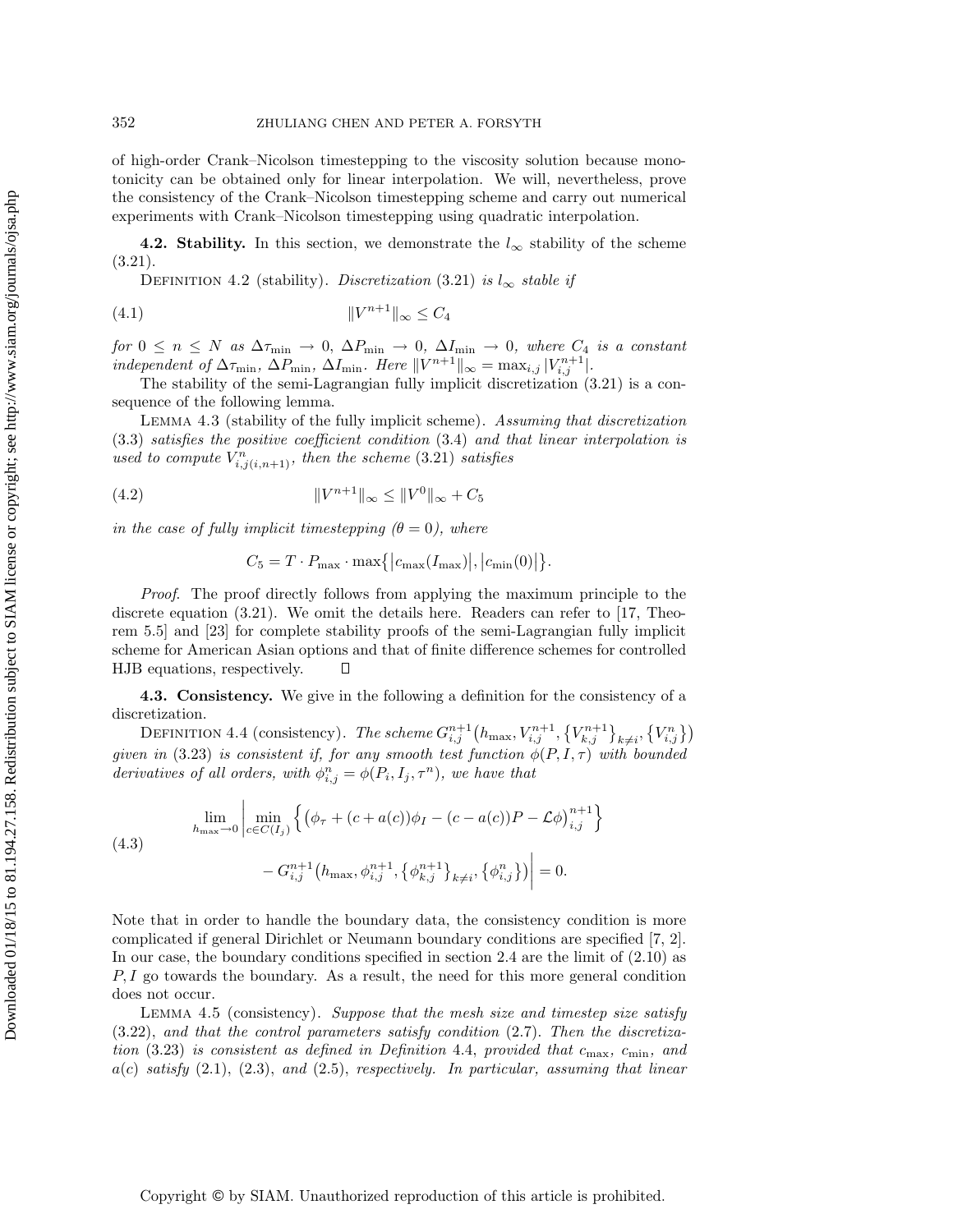of high-order Crank–Nicolson timestepping to the viscosity solution because monotonicity can be obtained only for linear interpolation. We will, nevertheless, prove the consistency of the Crank–Nicolson timestepping scheme and carry out numerical experiments with Crank–Nicolson timestepping using quadratic interpolation.

**4.2. Stability.** In this section, we demonstrate the $l_\infty$ stability of the scheme (3.21).

DEFINITION 4.2 (stability). *Discretization* (3.21) *is $l_\infty$ stable if*

$$\|V^{n+1}\|_\infty \leq C_4 \tag{4.1}$$

*for $0 \leq n \leq N$ as $\Delta\tau_{\min} \to 0$, $\Delta P_{\min} \to 0$, $\Delta I_{\min} \to 0$, where $C_4$ is a constant independent of $\Delta\tau_{\min}$, $\Delta P_{\min}$, $\Delta I_{\min}$. Here $\|V^{n+1}\|_\infty = \max_{i,j} |V^{n+1}_{i,j}|$.*

The stability of the semi-Lagrangian fully implicit discretization (3.21) is a consequence of the following lemma.

LEMMA 4.3 (stability of the fully implicit scheme). *Assuming that discretization* (3.3) *satisfies the positive coefficient condition* (3.4) *and that linear interpolation is used to compute $V^n_{i,j(i,n+1)}$, then the scheme* (3.21) *satisfies*

$$\|V^{n+1}\|_\infty \leq \|V^0\|_\infty + C_5 \tag{4.2}$$

*in the case of fully implicit timestepping ($\theta = 0$), where*

$$C_5 = T \cdot P_{\max} \cdot \max\{|c_{\max}(I_{\max})|, |c_{\min}(0)|\}.$$

*Proof.* The proof directly follows from applying the maximum principle to the discrete equation (3.21). We omit the details here. Readers can refer to [17, Theorem 5.5] and [23] for complete stability proofs of the semi-Lagrangian fully implicit scheme for American Asian options and that of finite difference schemes for controlled HJB equations, respectively. ∎

**4.3. Consistency.** We give in the following a definition for the consistency of a discretization.

DEFINITION 4.4 (consistency). *The scheme $G^{n+1}_{i,j}\big(h_{\max}, V^{n+1}_{i,j}, \{V^{n+1}_{k,j}\}_{k\neq i}, \{V^n_{i,j}\}\big)$ given in* (3.23) *is consistent if, for any smooth test function $\phi(P, I, \tau)$ with bounded derivatives of all orders, with $\phi^n_{i,j} = \phi(P_i, I_j, \tau^n)$, we have that*

$$\lim_{h_{\max}\to 0} \Bigg| \min_{c\in C(I_j)} \Big\{ \big(\phi_\tau + (c + a(c))\phi_I - (c - a(c))P - \mathcal{L}\phi\big)^{n+1}_{i,j} \Big\} - G^{n+1}_{i,j}\big(h_{\max}, \phi^{n+1}_{i,j}, \{\phi^{n+1}_{k,j}\}_{k\neq i}, \{\phi^n_{i,j}\}\big) \Bigg| = 0. \tag{4.3}$$

Note that in order to handle the boundary data, the consistency condition is more complicated if general Dirichlet or Neumann boundary conditions are specified [7, 2]. In our case, the boundary conditions specified in section 2.4 are the limit of (2.10) as $P, I$ go towards the boundary. As a result, the need for this more general condition does not occur.

LEMMA 4.5 (consistency). *Suppose that the mesh size and timestep size satisfy* (3.22), *and that the control parameters satisfy condition* (2.7). *Then the discretization* (3.23) *is consistent as defined in Definition* 4.4, *provided that $c_{\max}$, $c_{\min}$, and $a(c)$ satisfy* (2.1), (2.3), *and* (2.5), *respectively. In particular, assuming that linear*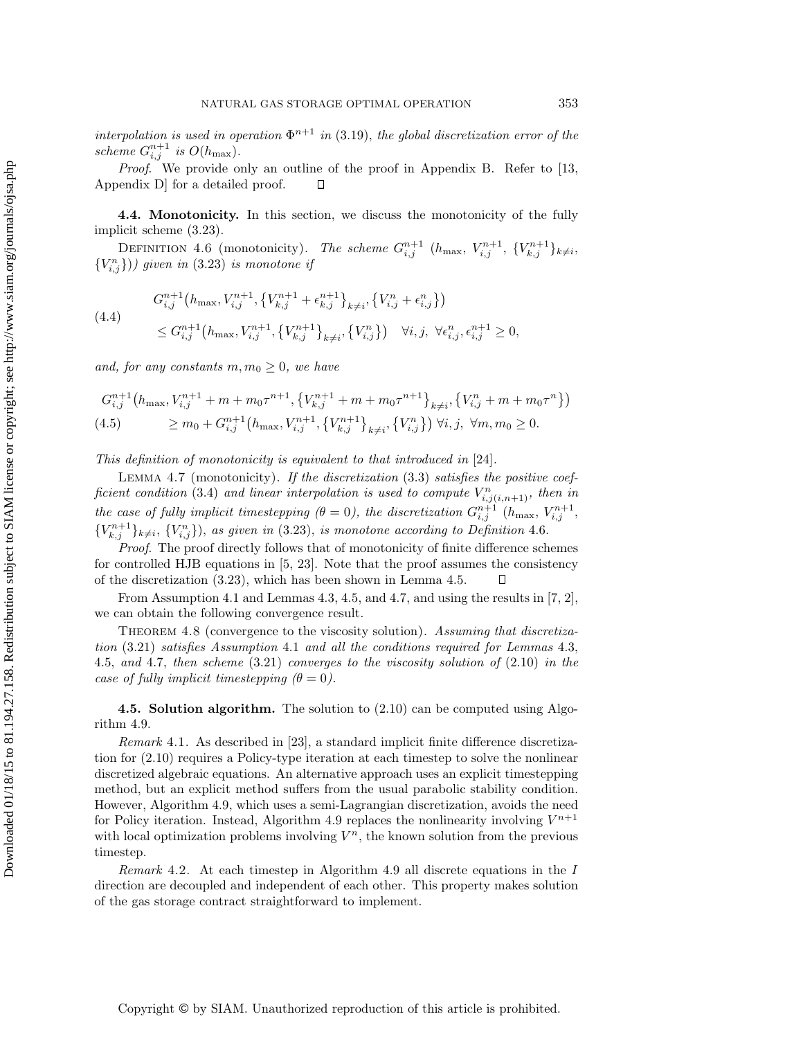*interpolation is used in operation* $\Phi^{n+1}$ *in* (3.19), *the global discretization error of the scheme* $G_{i,j}^{n+1}$ *is* $O(h_{\max})$.

*Proof.* We provide only an outline of the proof in Appendix B. Refer to [13, Appendix D] for a detailed proof. ◻

### 4.4. Monotonicity.

In this section, we discuss the monotonicity of the fully implicit scheme (3.23).

Definition 4.6 (monotonicity). *The scheme* $G_{i,j}^{n+1}$ $(h_{\max}, V_{i,j}^{n+1}, \{V_{k,j}^{n+1}\}_{k\neq i}, \{V_{i,j}^{n}\})$ *given in* (3.23) *is monotone if*

$$
\begin{aligned}
&G_{i,j}^{n+1}\big(h_{\max}, V_{i,j}^{n+1}, \big\{V_{k,j}^{n+1}+\epsilon_{k,j}^{n+1}\big\}_{k\neq i}, \big\{V_{i,j}^{n}+\epsilon_{i,j}^{n}\big\}\big) \\
&\quad \leq G_{i,j}^{n+1}\big(h_{\max}, V_{i,j}^{n+1}, \big\{V_{k,j}^{n+1}\big\}_{k\neq i}, \big\{V_{i,j}^{n}\big\}\big) \quad \forall i,j,\ \forall \epsilon_{i,j}^{n}, \epsilon_{i,j}^{n+1}\geq 0,
\end{aligned} \tag{4.4}
$$

*and, for any constants* $m, m_0 \geq 0$, *we have*

$$
\begin{aligned}
&G_{i,j}^{n+1}\big(h_{\max}, V_{i,j}^{n+1}+m+m_0\tau^{n+1}, \big\{V_{k,j}^{n+1}+m+m_0\tau^{n+1}\big\}_{k\neq i}, \big\{V_{i,j}^{n}+m+m_0\tau^{n}\big\}\big) \\
&\quad \geq m_0 + G_{i,j}^{n+1}\big(h_{\max}, V_{i,j}^{n+1}, \big\{V_{k,j}^{n+1}\big\}_{k\neq i}, \big\{V_{i,j}^{n}\big\}\big)\ \forall i,j,\ \forall m, m_0\geq 0.
\end{aligned} \tag{4.5}
$$

*This definition of monotonicity is equivalent to that introduced in* [24].

Lemma 4.7 (monotonicity). *If the discretization* (3.3) *satisfies the positive coefficient condition* (3.4) *and linear interpolation is used to compute* $V_{i,j(i,n+1)}^{n}$, *then in the case of fully implicit timestepping* ($\theta = 0$), *the discretization* $G_{i,j}^{n+1}$ $(h_{\max}, V_{i,j}^{n+1}, \{V_{k,j}^{n+1}\}_{k\neq i}, \{V_{i,j}^{n}\})$, *as given in* (3.23), *is monotone according to Definition* 4.6.

*Proof.* The proof directly follows that of monotonicity of finite difference schemes for controlled HJB equations in [5, 23]. Note that the proof assumes the consistency of the discretization (3.23), which has been shown in Lemma 4.5. ◻

From Assumption 4.1 and Lemmas 4.3, 4.5, and 4.7, and using the results in [7, 2], we can obtain the following convergence result.

Theorem 4.8 (convergence to the viscosity solution). *Assuming that discretization* (3.21) *satisfies Assumption* 4.1 *and all the conditions required for Lemmas* 4.3, 4.5, *and* 4.7, *then scheme* (3.21) *converges to the viscosity solution of* (2.10) *in the case of fully implicit timestepping* ($\theta = 0$).

### 4.5. Solution algorithm.

The solution to (2.10) can be computed using Algorithm 4.9.

*Remark* 4.1. As described in [23], a standard implicit finite difference discretization for (2.10) requires a Policy-type iteration at each timestep to solve the nonlinear discretized algebraic equations. An alternative approach uses an explicit timestepping method, but an explicit method suffers from the usual parabolic stability condition. However, Algorithm 4.9, which uses a semi-Lagrangian discretization, avoids the need for Policy iteration. Instead, Algorithm 4.9 replaces the nonlinearity involving $V^{n+1}$ with local optimization problems involving $V^n$, the known solution from the previous timestep.

*Remark* 4.2. At each timestep in Algorithm 4.9 all discrete equations in the $I$ direction are decoupled and independent of each other. This property makes solution of the gas storage contract straightforward to implement.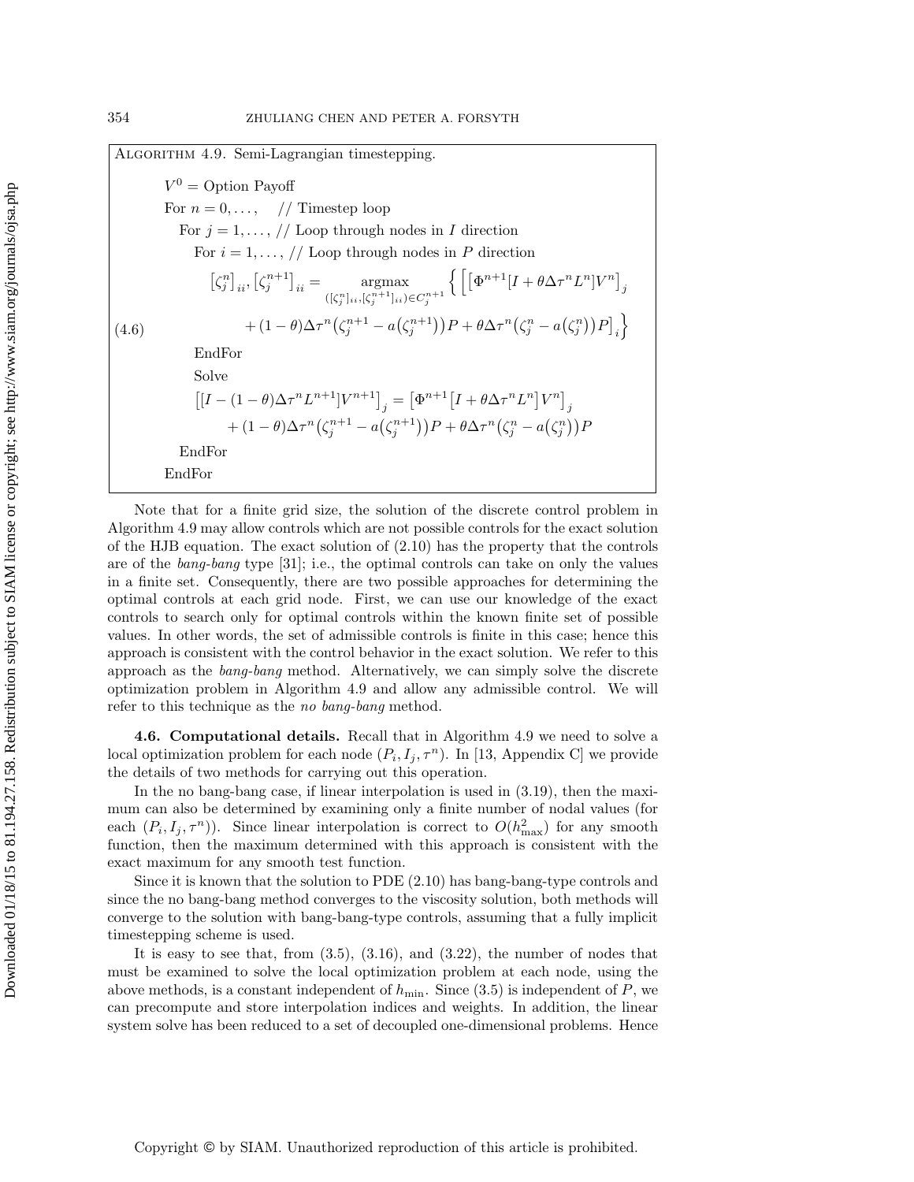Algorithm 4.9. Semi-Lagrangian timestepping.

$V^0 =$ Option Payoff

For $n = 0, \ldots,$ // Timestep loop

For $j = 1, \ldots,$ // Loop through nodes in $I$ direction

For $i = 1, \ldots,$ // Loop through nodes in $P$ direction

$$
\begin{aligned}
\left[\zeta_j^n\right]_{ii}, \left[\zeta_j^{n+1}\right]_{ii} = &\operatorname*{argmax}_{([\zeta_j^n]_{ii}, [\zeta_j^{n+1}]_{ii}) \in C_j^{n+1}} \Big\{ \Big[ \left[\Phi^{n+1}[I + \theta\Delta\tau^n L^n]V^n\right]_j \\
&+ (1-\theta)\Delta\tau^n\big(\zeta_j^{n+1} - a(\zeta_j^{n+1})\big)P + \theta\Delta\tau^n\big(\zeta_j^n - a(\zeta_j^n)\big)P\Big]_i \Big\}
\end{aligned} \tag{4.6}
$$

EndFor

Solve

$$
\begin{aligned}
\left[[I - (1-\theta)\Delta\tau^n L^{n+1}]V^{n+1}\right]_j = &\left[\Phi^{n+1}\left[I + \theta\Delta\tau^n L^n\right]V^n\right]_j \\
&+ (1-\theta)\Delta\tau^n\big(\zeta_j^{n+1} - a(\zeta_j^{n+1})\big)P + \theta\Delta\tau^n\big(\zeta_j^n - a(\zeta_j^n)\big)P
\end{aligned}
$$

EndFor

EndFor

Note that for a finite grid size, the solution of the discrete control problem in Algorithm 4.9 may allow controls which are not possible controls for the exact solution of the HJB equation. The exact solution of (2.10) has the property that the controls are of the *bang-bang* type [31]; i.e., the optimal controls can take on only the values in a finite set. Consequently, there are two possible approaches for determining the optimal controls at each grid node. First, we can use our knowledge of the exact controls to search only for optimal controls within the known finite set of possible values. In other words, the set of admissible controls is finite in this case; hence this approach is consistent with the control behavior in the exact solution. We refer to this approach as the *bang-bang* method. Alternatively, we can simply solve the discrete optimization problem in Algorithm 4.9 and allow any admissible control. We will refer to this technique as the *no bang-bang* method.

**4.6. Computational details.** Recall that in Algorithm 4.9 we need to solve a local optimization problem for each node $(P_i, I_j, \tau^n)$. In [13, Appendix C] we provide the details of two methods for carrying out this operation.

In the no bang-bang case, if linear interpolation is used in (3.19), then the maximum can also be determined by examining only a finite number of nodal values (for each $(P_i, I_j, \tau^n)$). Since linear interpolation is correct to $O(h_{\max}^2)$ for any smooth function, then the maximum determined with this approach is consistent with the exact maximum for any smooth test function.

Since it is known that the solution to PDE (2.10) has bang-bang-type controls and since the no bang-bang method converges to the viscosity solution, both methods will converge to the solution with bang-bang-type controls, assuming that a fully implicit timestepping scheme is used.

It is easy to see that, from (3.5), (3.16), and (3.22), the number of nodes that must be examined to solve the local optimization problem at each node, using the above methods, is a constant independent of $h_{\min}$. Since (3.5) is independent of $P$, we can precompute and store interpolation indices and weights. In addition, the linear system solve has been reduced to a set of decoupled one-dimensional problems. Hence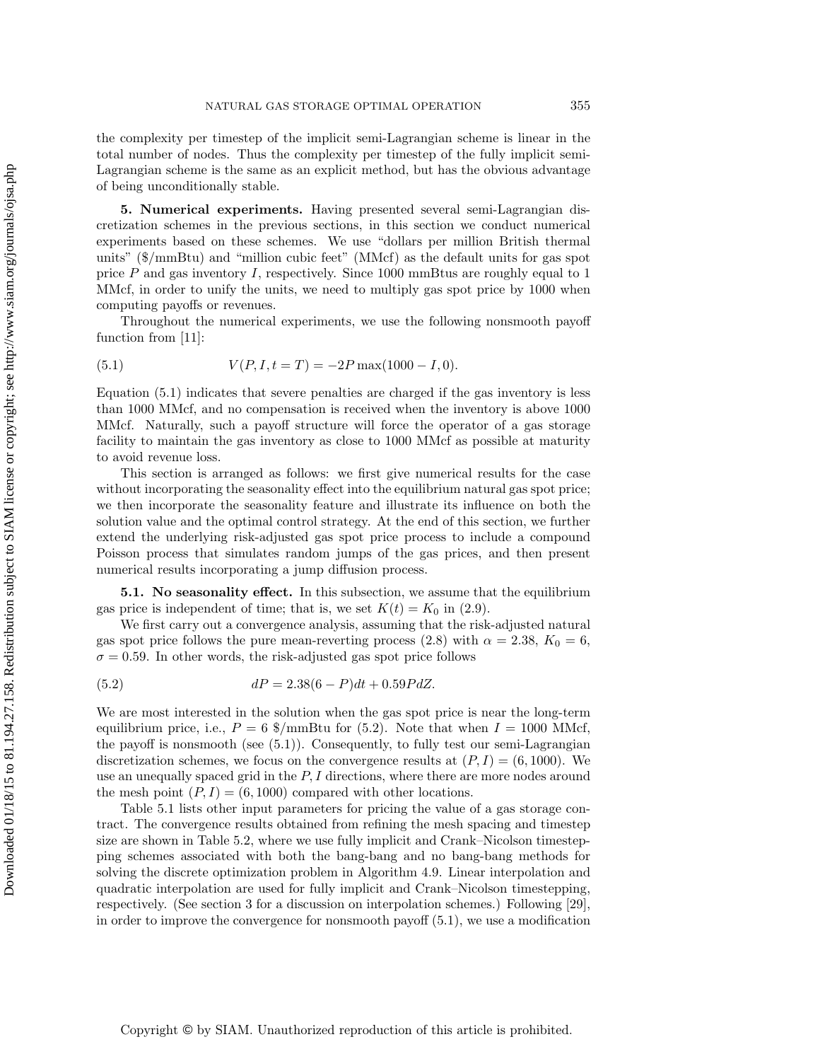the complexity per timestep of the implicit semi-Lagrangian scheme is linear in the total number of nodes. Thus the complexity per timestep of the fully implicit semi-Lagrangian scheme is the same as an explicit method, but has the obvious advantage of being unconditionally stable.

## 5. Numerical experiments.

Having presented several semi-Lagrangian discretization schemes in the previous sections, in this section we conduct numerical experiments based on these schemes. We use "dollars per million British thermal units" ($/mmBtu) and "million cubic feet" (MMcf) as the default units for gas spot price $P$ and gas inventory $I$, respectively. Since 1000 mmBtus are roughly equal to 1 MMcf, in order to unify the units, we need to multiply gas spot price by 1000 when computing payoffs or revenues.

Throughout the numerical experiments, we use the following nonsmooth payoff function from [11]:

$$V(P, I, t = T) = -2P \max(1000 - I, 0). \tag{5.1}$$

Equation (5.1) indicates that severe penalties are charged if the gas inventory is less than 1000 MMcf, and no compensation is received when the inventory is above 1000 MMcf. Naturally, such a payoff structure will force the operator of a gas storage facility to maintain the gas inventory as close to 1000 MMcf as possible at maturity to avoid revenue loss.

This section is arranged as follows: we first give numerical results for the case without incorporating the seasonality effect into the equilibrium natural gas spot price; we then incorporate the seasonality feature and illustrate its influence on both the solution value and the optimal control strategy. At the end of this section, we further extend the underlying risk-adjusted gas spot price process to include a compound Poisson process that simulates random jumps of the gas prices, and then present numerical results incorporating a jump diffusion process.

### 5.1. No seasonality effect.

In this subsection, we assume that the equilibrium gas price is independent of time; that is, we set $K(t) = K_0$ in (2.9).

We first carry out a convergence analysis, assuming that the risk-adjusted natural gas spot price follows the pure mean-reverting process (2.8) with $\alpha = 2.38$, $K_0 = 6$, $\sigma = 0.59$. In other words, the risk-adjusted gas spot price follows

$$dP = 2.38(6 - P)dt + 0.59PdZ. \tag{5.2}$$

We are most interested in the solution when the gas spot price is near the long-term equilibrium price, i.e., $P = 6$ $/mmBtu for (5.2). Note that when $I = 1000$ MMcf, the payoff is nonsmooth (see (5.1)). Consequently, to fully test our semi-Lagrangian discretization schemes, we focus on the convergence results at $(P, I) = (6, 1000)$. We use an unequally spaced grid in the $P, I$ directions, where there are more nodes around the mesh point $(P, I) = (6, 1000)$ compared with other locations.

Table 5.1 lists other input parameters for pricing the value of a gas storage contract. The convergence results obtained from refining the mesh spacing and timestep size are shown in Table 5.2, where we use fully implicit and Crank–Nicolson timestepping schemes associated with both the bang-bang and no bang-bang methods for solving the discrete optimization problem in Algorithm 4.9. Linear interpolation and quadratic interpolation are used for fully implicit and Crank–Nicolson timestepping, respectively. (See section 3 for a discussion on interpolation schemes.) Following [29], in order to improve the convergence for nonsmooth payoff (5.1), we use a modification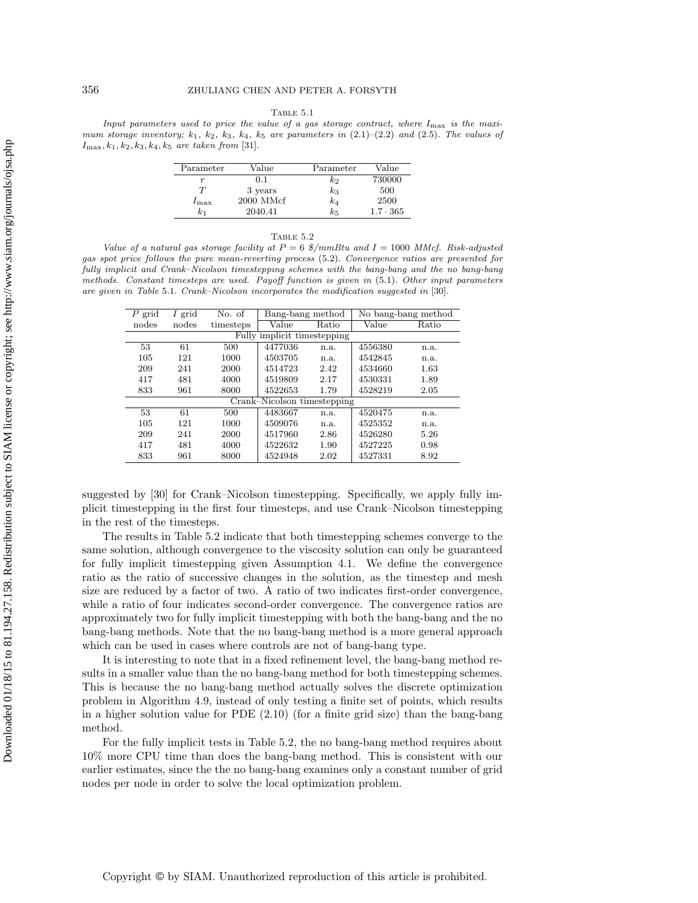Table 5.1

*Input parameters used to price the value of a gas storage contract, where $I_{\max}$ is the maximum storage inventory; $k_1$, $k_2$, $k_3$, $k_4$, $k_5$ are parameters in (2.1)–(2.2) and (2.5). The values of $I_{\max}, k_1, k_2, k_3, k_4, k_5$ are taken from* [31].

| Parameter | Value | Parameter | Value |
|---|---|---|---|
| $r$ | 0.1 | $k_2$ | 730000 |
| $T$ | 3 years | $k_3$ | 500 |
| $I_{\max}$ | 2000 MMcf | $k_4$ | 2500 |
| $k_1$ | 2040.41 | $k_5$ | $1.7 \cdot 365$ |

Table 5.2

*Value of a natural gas storage facility at $P = 6$ \$/mmBtu and $I = 1000$ MMcf. Risk-adjusted gas spot price follows the pure mean-reverting process* (5.2)*. Convergence ratios are presented for fully implicit and Crank–Nicolson timestepping schemes with the bang-bang and the no bang-bang methods. Constant timesteps are used. Payoff function is given in* (5.1)*. Other input parameters are given in Table* 5.1*. Crank–Nicolson incorporates the modification suggested in* [30].

| $P$ grid nodes | $I$ grid nodes | No. of timesteps | Bang-bang method | | No bang-bang method | |
|---|---|---|---|---|---|---|
| | | | Value | Ratio | Value | Ratio |
| Fully implicit timestepping | | | | | | |
| 53 | 61 | 500 | 4477036 | n.a. | 4556380 | n.a. |
| 105 | 121 | 1000 | 4503705 | n.a. | 4542845 | n.a. |
| 209 | 241 | 2000 | 4514723 | 2.42 | 4534660 | 1.63 |
| 417 | 481 | 4000 | 4519809 | 2.17 | 4530331 | 1.89 |
| 833 | 961 | 8000 | 4522653 | 1.79 | 4528219 | 2.05 |
| Crank–Nicolson timestepping | | | | | | |
| 53 | 61 | 500 | 4483667 | n.a. | 4520475 | n.a. |
| 105 | 121 | 1000 | 4509076 | n.a. | 4525352 | n.a. |
| 209 | 241 | 2000 | 4517960 | 2.86 | 4526280 | 5.26 |
| 417 | 481 | 4000 | 4522632 | 1.90 | 4527225 | 0.98 |
| 833 | 961 | 8000 | 4524948 | 2.02 | 4527331 | 8.92 |

suggested by [30] for Crank–Nicolson timestepping. Specifically, we apply fully implicit timestepping in the first four timesteps, and use Crank–Nicolson timestepping in the rest of the timesteps.

The results in Table 5.2 indicate that both timestepping schemes converge to the same solution, although convergence to the viscosity solution can only be guaranteed for fully implicit timestepping given Assumption 4.1. We define the convergence ratio as the ratio of successive changes in the solution, as the timestep and mesh size are reduced by a factor of two. A ratio of two indicates first-order convergence, while a ratio of four indicates second-order convergence. The convergence ratios are approximately two for fully implicit timestepping with both the bang-bang and the no bang-bang methods. Note that the no bang-bang method is a more general approach which can be used in cases where controls are not of bang-bang type.

It is interesting to note that in a fixed refinement level, the bang-bang method results in a smaller value than the no bang-bang method for both timestepping schemes. This is because the no bang-bang method actually solves the discrete optimization problem in Algorithm 4.9, instead of only testing a finite set of points, which results in a higher solution value for PDE (2.10) (for a finite grid size) than the bang-bang method.

For the fully implicit tests in Table 5.2, the no bang-bang method requires about 10% more CPU time than does the bang-bang method. This is consistent with our earlier estimates, since the the no bang-bang examines only a constant number of grid nodes per node in order to solve the local optimization problem.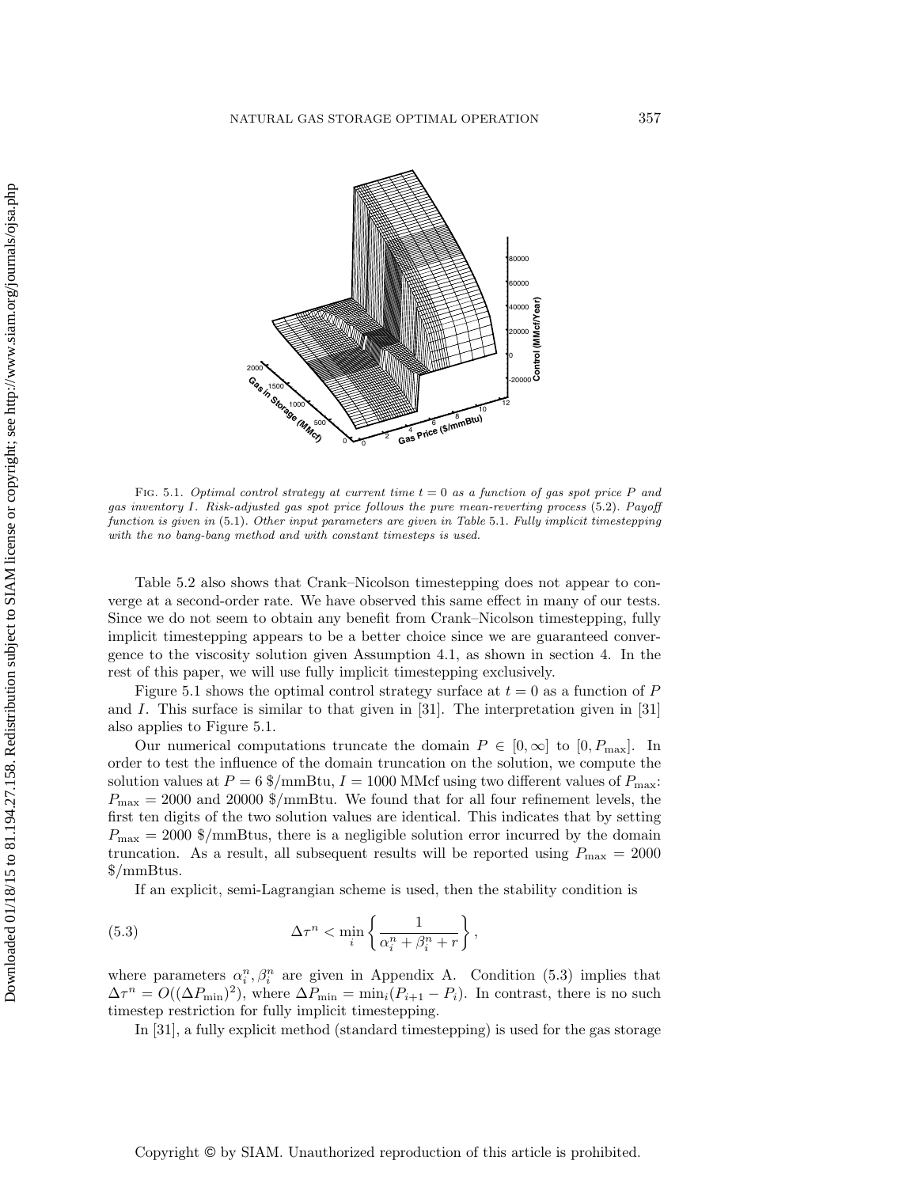FIG. 5.1. *Optimal control strategy at current time $t = 0$ as a function of gas spot price $P$ and gas inventory $I$. Risk-adjusted gas spot price follows the pure mean-reverting process* (5.2). *Payoff function is given in* (5.1). *Other input parameters are given in Table* 5.1. *Fully implicit timestepping with the no bang-bang method and with constant timesteps is used.*

Table 5.2 also shows that Crank–Nicolson timestepping does not appear to converge at a second-order rate. We have observed this same effect in many of our tests. Since we do not seem to obtain any benefit from Crank–Nicolson timestepping, fully implicit timestepping appears to be a better choice since we are guaranteed convergence to the viscosity solution given Assumption 4.1, as shown in section 4. In the rest of this paper, we will use fully implicit timestepping exclusively.

Figure 5.1 shows the optimal control strategy surface at $t = 0$ as a function of $P$ and $I$. This surface is similar to that given in [31]. The interpretation given in [31] also applies to Figure 5.1.

Our numerical computations truncate the domain $P \in [0, \infty]$ to $[0, P_{\max}]$. In order to test the influence of the domain truncation on the solution, we compute the solution values at $P = 6$ \$/mmBtu, $I = 1000$ MMcf using two different values of $P_{\max}$: $P_{\max} = 2000$ and $20000$ \$/mmBtu. We found that for all four refinement levels, the first ten digits of the two solution values are identical. This indicates that by setting $P_{\max} = 2000$ \$/mmBtus, there is a negligible solution error incurred by the domain truncation. As a result, all subsequent results will be reported using $P_{\max} = 2000$ \$/mmBtus.

If an explicit, semi-Lagrangian scheme is used, then the stability condition is

$$\Delta\tau^n < \min_i \left\{ \frac{1}{\alpha_i^n + \beta_i^n + r} \right\}, \tag{5.3}$$

where parameters $\alpha_i^n, \beta_i^n$ are given in Appendix A. Condition (5.3) implies that $\Delta\tau^n = O((\Delta P_{\min})^2)$, where $\Delta P_{\min} = \min_i(P_{i+1} - P_i)$. In contrast, there is no such timestep restriction for fully implicit timestepping.

In [31], a fully explicit method (standard timestepping) is used for the gas storage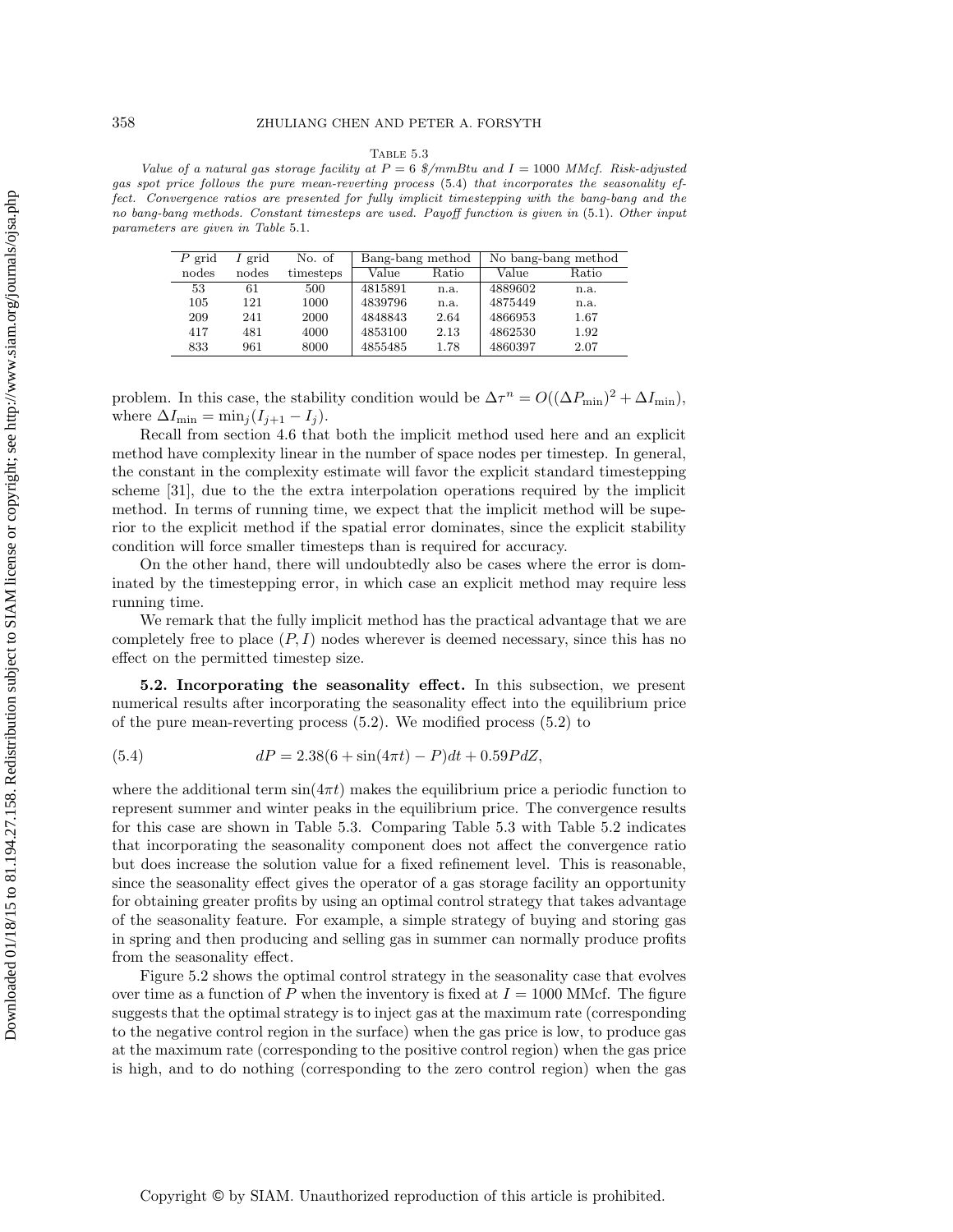Table 5.3

*Value of a natural gas storage facility at $P = 6$ \$/mmBtu and $I = 1000$ MMcf. Risk-adjusted gas spot price follows the pure mean-reverting process* (5.4) *that incorporates the seasonality effect. Convergence ratios are presented for fully implicit timestepping with the bang-bang and the no bang-bang methods. Constant timesteps are used. Payoff function is given in* (5.1)*. Other input parameters are given in Table* 5.1.

| $P$ grid nodes | $I$ grid nodes | No. of timesteps | Bang-bang method | | No bang-bang method | |
|---|---|---|---|---|---|---|
| | | | Value | Ratio | Value | Ratio |
| 53 | 61 | 500 | 4815891 | n.a. | 4889602 | n.a. |
| 105 | 121 | 1000 | 4839796 | n.a. | 4875449 | n.a. |
| 209 | 241 | 2000 | 4848843 | 2.64 | 4866953 | 1.67 |
| 417 | 481 | 4000 | 4853100 | 2.13 | 4862530 | 1.92 |
| 833 | 961 | 8000 | 4855485 | 1.78 | 4860397 | 2.07 |

problem. In this case, the stability condition would be $\Delta\tau^n = O((\Delta P_{\min})^2 + \Delta I_{\min})$, where $\Delta I_{\min} = \min_j(I_{j+1} - I_j)$.

Recall from section 4.6 that both the implicit method used here and an explicit method have complexity linear in the number of space nodes per timestep. In general, the constant in the complexity estimate will favor the explicit standard timestepping scheme [31], due to the the extra interpolation operations required by the implicit method. In terms of running time, we expect that the implicit method will be superior to the explicit method if the spatial error dominates, since the explicit stability condition will force smaller timesteps than is required for accuracy.

On the other hand, there will undoubtedly also be cases where the error is dominated by the timestepping error, in which case an explicit method may require less running time.

We remark that the fully implicit method has the practical advantage that we are completely free to place $(P, I)$ nodes wherever is deemed necessary, since this has no effect on the permitted timestep size.

**5.2. Incorporating the seasonality effect.** In this subsection, we present numerical results after incorporating the seasonality effect into the equilibrium price of the pure mean-reverting process (5.2). We modified process (5.2) to

$$dP = 2.38(6 + \sin(4\pi t) - P)dt + 0.59PdZ, \tag{5.4}$$

where the additional term $\sin(4\pi t)$ makes the equilibrium price a periodic function to represent summer and winter peaks in the equilibrium price. The convergence results for this case are shown in Table 5.3. Comparing Table 5.3 with Table 5.2 indicates that incorporating the seasonality component does not affect the convergence ratio but does increase the solution value for a fixed refinement level. This is reasonable, since the seasonality effect gives the operator of a gas storage facility an opportunity for obtaining greater profits by using an optimal control strategy that takes advantage of the seasonality feature. For example, a simple strategy of buying and storing gas in spring and then producing and selling gas in summer can normally produce profits from the seasonality effect.

Figure 5.2 shows the optimal control strategy in the seasonality case that evolves over time as a function of $P$ when the inventory is fixed at $I = 1000$ MMcf. The figure suggests that the optimal strategy is to inject gas at the maximum rate (corresponding to the negative control region in the surface) when the gas price is low, to produce gas at the maximum rate (corresponding to the positive control region) when the gas price is high, and to do nothing (corresponding to the zero control region) when the gas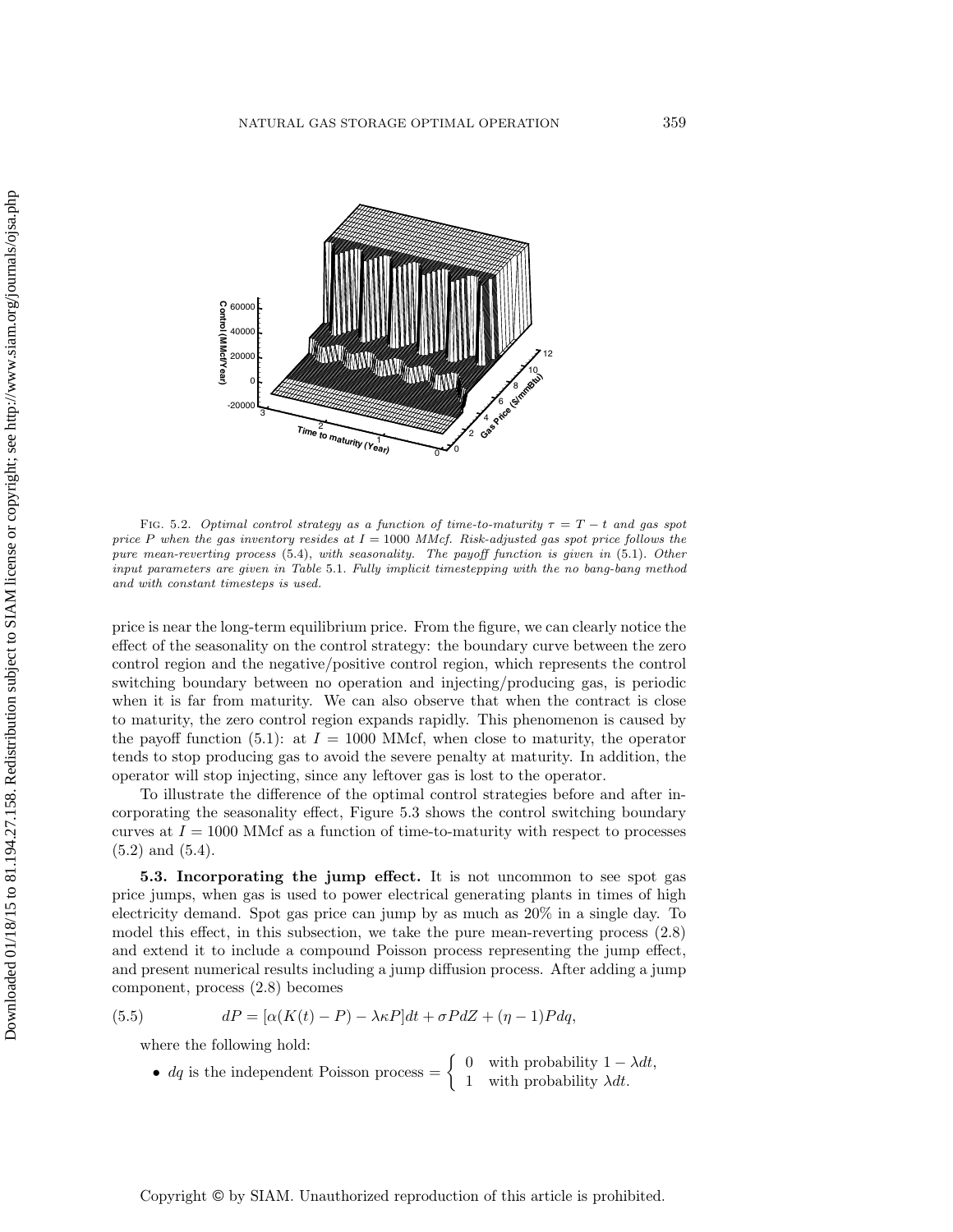FIG. 5.2. *Optimal control strategy as a function of time-to-maturity $\tau = T - t$ and gas spot price $P$ when the gas inventory resides at $I = 1000$ MMcf. Risk-adjusted gas spot price follows the pure mean-reverting process* (5.4)*, with seasonality. The payoff function is given in* (5.1)*. Other input parameters are given in Table* 5.1*. Fully implicit timestepping with the no bang-bang method and with constant timesteps is used.*

price is near the long-term equilibrium price. From the figure, we can clearly notice the effect of the seasonality on the control strategy: the boundary curve between the zero control region and the negative/positive control region, which represents the control switching boundary between no operation and injecting/producing gas, is periodic when it is far from maturity. We can also observe that when the contract is close to maturity, the zero control region expands rapidly. This phenomenon is caused by the payoff function (5.1): at $I = 1000$ MMcf, when close to maturity, the operator tends to stop producing gas to avoid the severe penalty at maturity. In addition, the operator will stop injecting, since any leftover gas is lost to the operator.

To illustrate the difference of the optimal control strategies before and after incorporating the seasonality effect, Figure 5.3 shows the control switching boundary curves at $I = 1000$ MMcf as a function of time-to-maturity with respect to processes (5.2) and (5.4).

### 5.3. Incorporating the jump effect.

It is not uncommon to see spot gas price jumps, when gas is used to power electrical generating plants in times of high electricity demand. Spot gas price can jump by as much as 20% in a single day. To model this effect, in this subsection, we take the pure mean-reverting process (2.8) and extend it to include a compound Poisson process representing the jump effect, and present numerical results including a jump diffusion process. After adding a jump component, process (2.8) becomes

$$dP = [\alpha(K(t) - P) - \lambda\kappa P]dt + \sigma P dZ + (\eta - 1)P dq, \tag{5.5}$$

where the following hold:

- $dq$ is the independent Poisson process $= \begin{cases} 0 & \text{with probability } 1 - \lambda dt, \\ 1 & \text{with probability } \lambda dt. \end{cases}$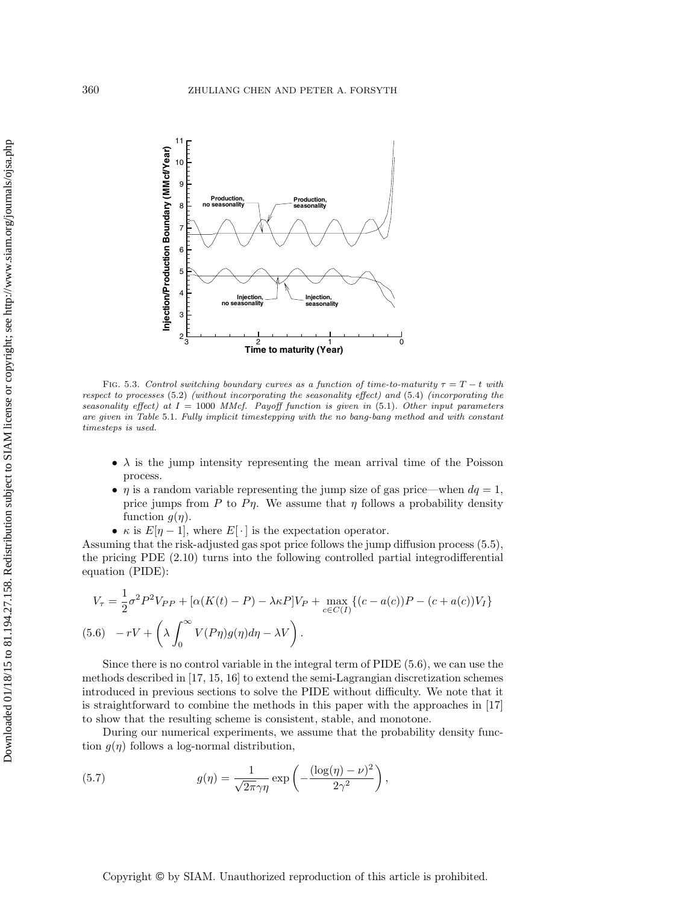Fig. 5.3. *Control switching boundary curves as a function of time-to-maturity $\tau = T - t$ with respect to processes* (5.2) *(without incorporating the seasonality effect) and* (5.4) *(incorporating the seasonality effect) at $I = 1000$ MMcf. Payoff function is given in* (5.1). *Other input parameters are given in Table* 5.1. *Fully implicit timestepping with the no bang-bang method and with constant timesteps is used.*

- $\lambda$ is the jump intensity representing the mean arrival time of the Poisson process.
- $\eta$ is a random variable representing the jump size of gas price—when $dq = 1$, price jumps from $P$ to $P\eta$. We assume that $\eta$ follows a probability density function $g(\eta)$.
- $\kappa$ is $E[\eta - 1]$, where $E[\cdot]$ is the expectation operator.

Assuming that the risk-adjusted gas spot price follows the jump diffusion process (5.5), the pricing PDE (2.10) turns into the following controlled partial integrodifferential equation (PIDE):

$$
\begin{aligned}
V_\tau &= \frac{1}{2}\sigma^2 P^2 V_{PP} + [\alpha(K(t) - P) - \lambda\kappa P]V_P + \max_{c \in C(I)} \{(c - a(c))P - (c + a(c))V_I\} \\
&\quad - rV + \left( \lambda \int_0^\infty V(P\eta) g(\eta) d\eta - \lambda V \right).
\end{aligned}
\tag{5.6}
$$

Since there is no control variable in the integral term of PIDE (5.6), we can use the methods described in [17, 15, 16] to extend the semi-Lagrangian discretization schemes introduced in previous sections to solve the PIDE without difficulty. We note that it is straightforward to combine the methods in this paper with the approaches in [17] to show that the resulting scheme is consistent, stable, and monotone.

During our numerical experiments, we assume that the probability density function $g(\eta)$ follows a log-normal distribution,

$$
g(\eta) = \frac{1}{\sqrt{2\pi}\gamma\eta} \exp\left( -\frac{(\log(\eta) - \nu)^2}{2\gamma^2} \right),
\tag{5.7}
$$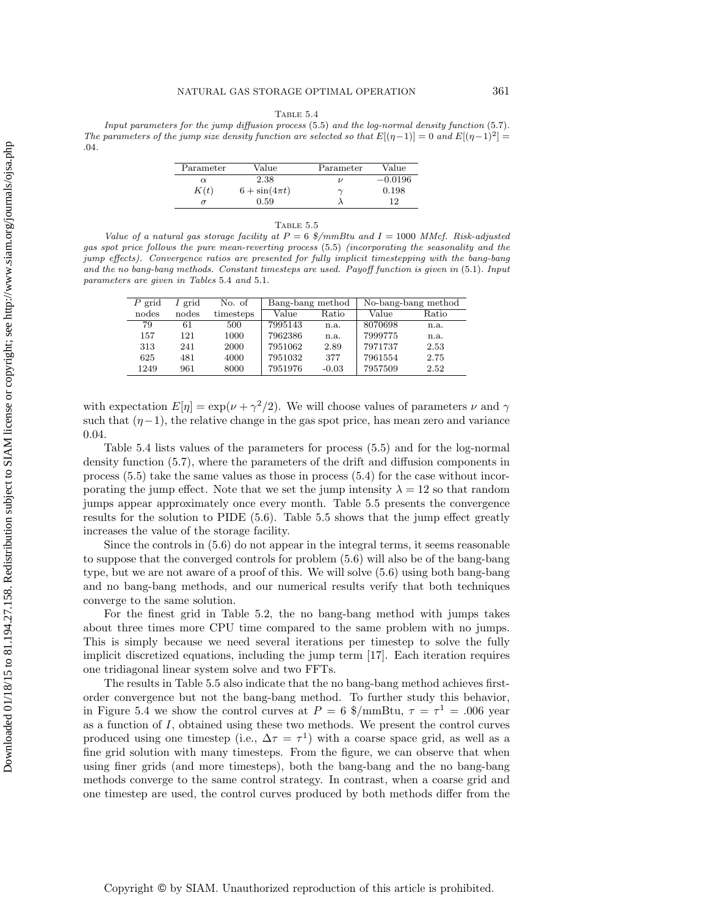Table 5.4

*Input parameters for the jump diffusion process* (5.5) *and the log-normal density function* (5.7). *The parameters of the jump size density function are selected so that* $E[(\eta-1)] = 0$ *and* $E[(\eta-1)^2] = .04$.

| Parameter | Value | Parameter | Value |
|---|---|---|---|
| $\alpha$ | 2.38 | $\nu$ | $-0.0196$ |
| $K(t)$ | $6 + \sin(4\pi t)$ | $\gamma$ | 0.198 |
| $\sigma$ | 0.59 | $\lambda$ | 12 |

Table 5.5

*Value of a natural gas storage facility at* $P = 6$ *\$/mmBtu and* $I = 1000$ *MMcf. Risk-adjusted gas spot price follows the pure mean-reverting process* (5.5) *(incorporating the seasonality and the jump effects). Convergence ratios are presented for fully implicit timestepping with the bang-bang and the no bang-bang methods. Constant timesteps are used. Payoff function is given in* (5.1). *Input parameters are given in Tables* 5.4 *and* 5.1.

| $P$ grid | $I$ grid | No. of | Bang-bang method | | No-bang-bang method | |
|---|---|---|---|---|---|---|
| nodes | nodes | timesteps | Value | Ratio | Value | Ratio |
| 79 | 61 | 500 | 7995143 | n.a. | 8070698 | n.a. |
| 157 | 121 | 1000 | 7962386 | n.a. | 7999775 | n.a. |
| 313 | 241 | 2000 | 7951062 | 2.89 | 7971737 | 2.53 |
| 625 | 481 | 4000 | 7951032 | 377 | 7961554 | 2.75 |
| 1249 | 961 | 8000 | 7951976 | -0.03 | 7957509 | 2.52 |

with expectation $E[\eta] = \exp(\nu + \gamma^2/2)$. We will choose values of parameters $\nu$ and $\gamma$ such that $(\eta - 1)$, the relative change in the gas spot price, has mean zero and variance 0.04.

Table 5.4 lists values of the parameters for process (5.5) and for the log-normal density function (5.7), where the parameters of the drift and diffusion components in process (5.5) take the same values as those in process (5.4) for the case without incorporating the jump effect. Note that we set the jump intensity $\lambda = 12$ so that random jumps appear approximately once every month. Table 5.5 presents the convergence results for the solution to PIDE (5.6). Table 5.5 shows that the jump effect greatly increases the value of the storage facility.

Since the controls in (5.6) do not appear in the integral terms, it seems reasonable to suppose that the converged controls for problem (5.6) will also be of the bang-bang type, but we are not aware of a proof of this. We will solve (5.6) using both bang-bang and no bang-bang methods, and our numerical results verify that both techniques converge to the same solution.

For the finest grid in Table 5.2, the no bang-bang method with jumps takes about three times more CPU time compared to the same problem with no jumps. This is simply because we need several iterations per timestep to solve the fully implicit discretized equations, including the jump term [17]. Each iteration requires one tridiagonal linear system solve and two FFTs.

The results in Table 5.5 also indicate that the no bang-bang method achieves first-order convergence but not the bang-bang method. To further study this behavior, in Figure 5.4 we show the control curves at $P = 6$ \$/mmBtu, $\tau = \tau^1 = .006$ year as a function of $I$, obtained using these two methods. We present the control curves produced using one timestep (i.e., $\Delta\tau = \tau^1$) with a coarse space grid, as well as a fine grid solution with many timesteps. From the figure, we can observe that when using finer grids (and more timesteps), both the bang-bang and the no bang-bang methods converge to the same control strategy. In contrast, when a coarse grid and one timestep are used, the control curves produced by both methods differ from the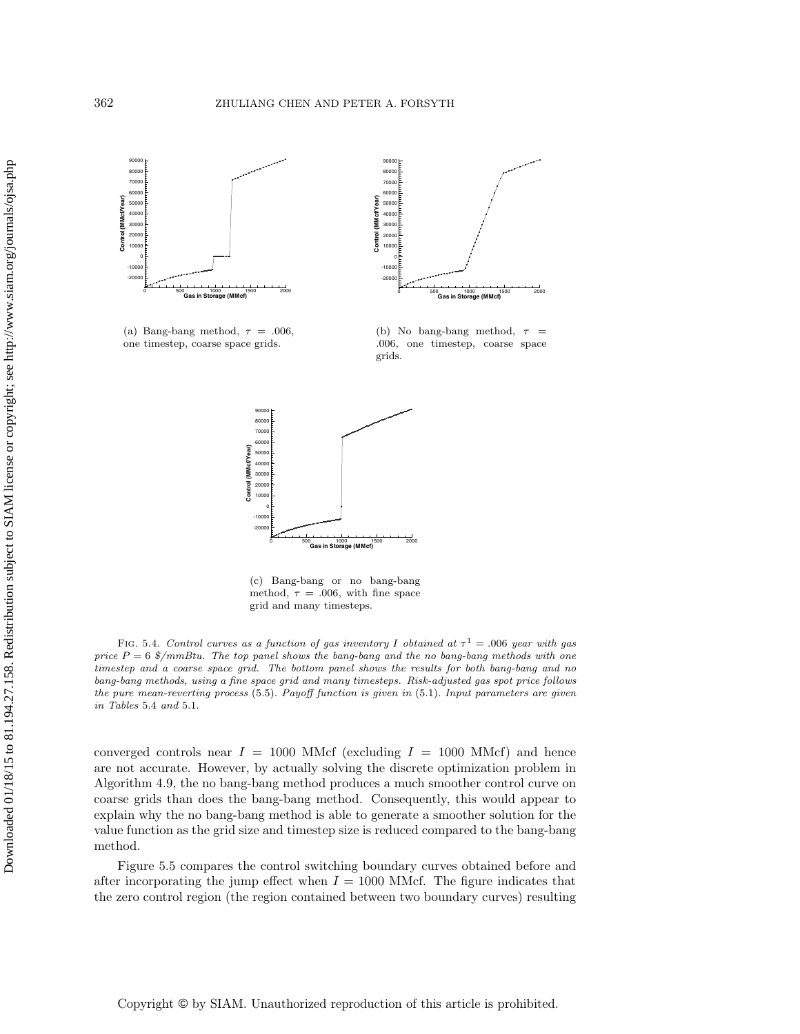(a) Bang-bang method, $\tau = .006$, one timestep, coarse space grids.

(b) No bang-bang method, $\tau = .006$, one timestep, coarse space grids.

(c) Bang-bang or no bang-bang method, $\tau = .006$, with fine space grid and many timesteps.

FIG. 5.4. *Control curves as a function of gas inventory $I$ obtained at $\tau^1 = .006$ year with gas price $P = 6$ \$/mmBtu. The top panel shows the bang-bang and the no bang-bang methods with one timestep and a coarse space grid. The bottom panel shows the results for both bang-bang and no bang-bang methods, using a fine space grid and many timesteps. Risk-adjusted gas spot price follows the pure mean-reverting process* (5.5). *Payoff function is given in* (5.1). *Input parameters are given in Tables* 5.4 *and* 5.1.

converged controls near $I = 1000$ MMcf (excluding $I = 1000$ MMcf) and hence are not accurate. However, by actually solving the discrete optimization problem in Algorithm 4.9, the no bang-bang method produces a much smoother control curve on coarse grids than does the bang-bang method. Consequently, this would appear to explain why the no bang-bang method is able to generate a smoother solution for the value function as the grid size and timestep size is reduced compared to the bang-bang method.

Figure 5.5 compares the control switching boundary curves obtained before and after incorporating the jump effect when $I = 1000$ MMcf. The figure indicates that the zero control region (the region contained between two boundary curves) resulting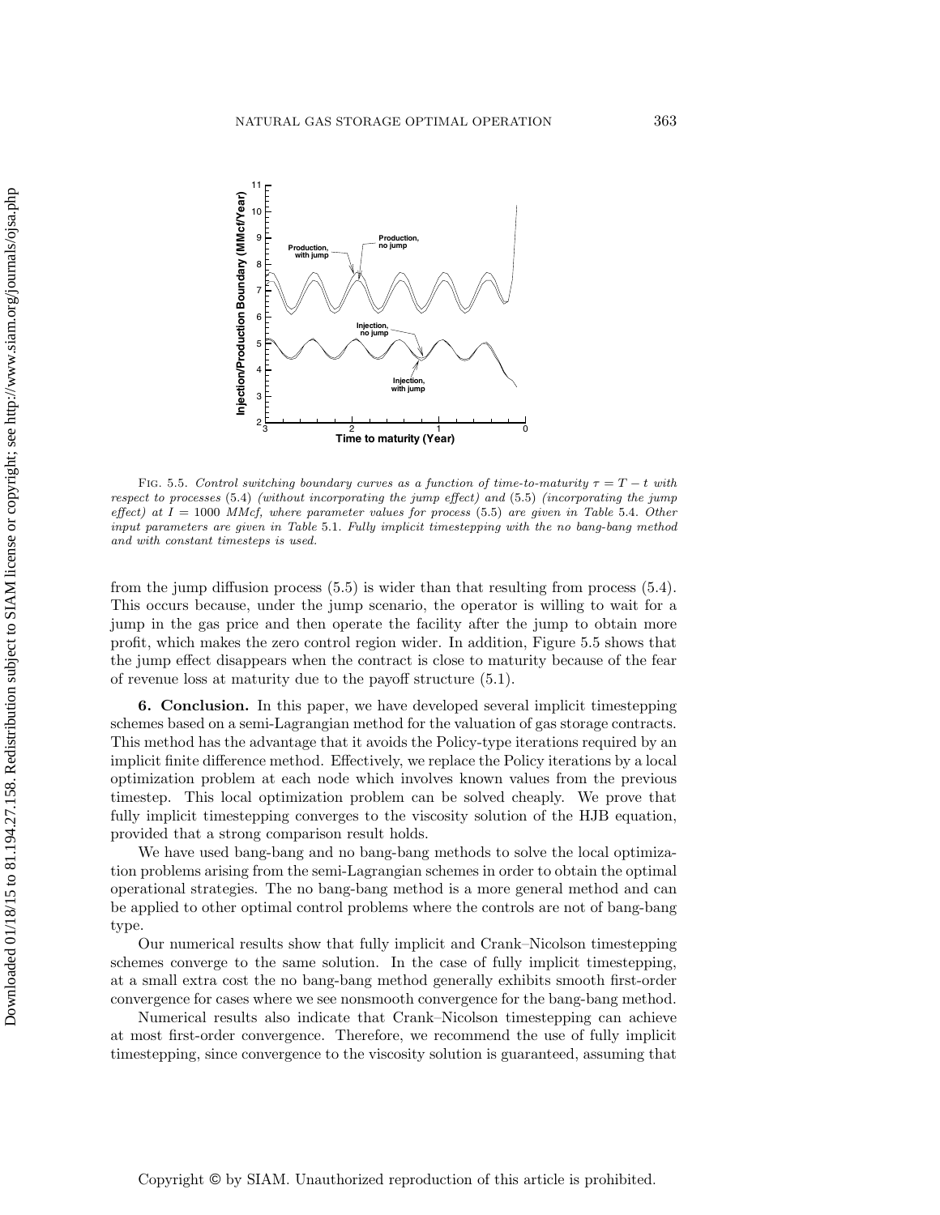Fig. 5.5. *Control switching boundary curves as a function of time-to-maturity $\tau = T - t$ with respect to processes* (5.4) *(without incorporating the jump effect) and* (5.5) *(incorporating the jump effect) at $I = 1000$ MMcf, where parameter values for process* (5.5) *are given in Table* 5.4. *Other input parameters are given in Table* 5.1. *Fully implicit timestepping with the no bang-bang method and with constant timesteps is used.*

from the jump diffusion process (5.5) is wider than that resulting from process (5.4). This occurs because, under the jump scenario, the operator is willing to wait for a jump in the gas price and then operate the facility after the jump to obtain more profit, which makes the zero control region wider. In addition, Figure 5.5 shows that the jump effect disappears when the contract is close to maturity because of the fear of revenue loss at maturity due to the payoff structure (5.1).

## 6. Conclusion.

In this paper, we have developed several implicit timestepping schemes based on a semi-Lagrangian method for the valuation of gas storage contracts. This method has the advantage that it avoids the Policy-type iterations required by an implicit finite difference method. Effectively, we replace the Policy iterations by a local optimization problem at each node which involves known values from the previous timestep. This local optimization problem can be solved cheaply. We prove that fully implicit timestepping converges to the viscosity solution of the HJB equation, provided that a strong comparison result holds.

We have used bang-bang and no bang-bang methods to solve the local optimization problems arising from the semi-Lagrangian schemes in order to obtain the optimal operational strategies. The no bang-bang method is a more general method and can be applied to other optimal control problems where the controls are not of bang-bang type.

Our numerical results show that fully implicit and Crank–Nicolson timestepping schemes converge to the same solution. In the case of fully implicit timestepping, at a small extra cost the no bang-bang method generally exhibits smooth first-order convergence for cases where we see nonsmooth convergence for the bang-bang method.

Numerical results also indicate that Crank–Nicolson timestepping can achieve at most first-order convergence. Therefore, we recommend the use of fully implicit timestepping, since convergence to the viscosity solution is guaranteed, assuming that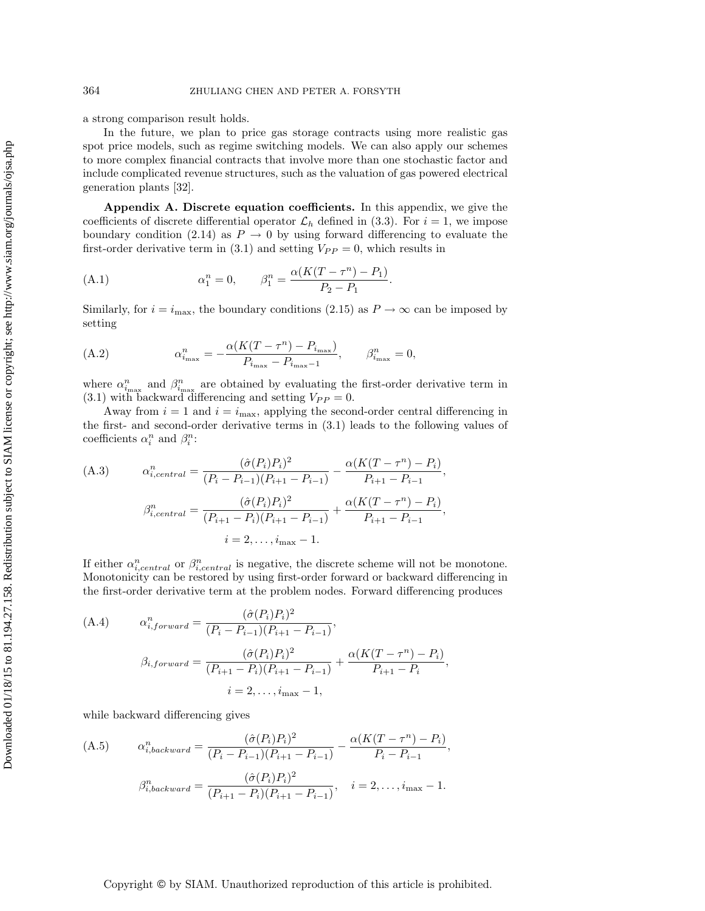a strong comparison result holds.

In the future, we plan to price gas storage contracts using more realistic gas spot price models, such as regime switching models. We can also apply our schemes to more complex financial contracts that involve more than one stochastic factor and include complicated revenue structures, such as the valuation of gas powered electrical generation plants [32].

**Appendix A. Discrete equation coefficients.** In this appendix, we give the coefficients of discrete differential operator $\mathcal{L}_h$ defined in (3.3). For $i = 1$, we impose boundary condition (2.14) as $P \to 0$ by using forward differencing to evaluate the first-order derivative term in (3.1) and setting $V_{PP} = 0$, which results in

$$\alpha_1^n = 0, \qquad \beta_1^n = \frac{\alpha(K(T-\tau^n) - P_1)}{P_2 - P_1}. \tag{A.1}$$

Similarly, for $i = i_{\max}$, the boundary conditions (2.15) as $P \to \infty$ can be imposed by setting

$$\alpha_{i_{\max}}^n = -\frac{\alpha(K(T-\tau^n) - P_{i_{\max}})}{P_{i_{\max}} - P_{i_{\max}-1}}, \qquad \beta_{i_{\max}}^n = 0, \tag{A.2}$$

where $\alpha_{i_{\max}}^n$ and $\beta_{i_{\max}}^n$ are obtained by evaluating the first-order derivative term in (3.1) with backward differencing and setting $V_{PP} = 0$.

Away from $i = 1$ and $i = i_{\max}$, applying the second-order central differencing in the first- and second-order derivative terms in (3.1) leads to the following values of coefficients $\alpha_i^n$ and $\beta_i^n$:

$$\begin{aligned} \alpha_{i,central}^n &= \frac{(\hat{\sigma}(P_i)P_i)^2}{(P_i - P_{i-1})(P_{i+1} - P_{i-1})} - \frac{\alpha(K(T-\tau^n) - P_i)}{P_{i+1} - P_{i-1}}, \\ \beta_{i,central}^n &= \frac{(\hat{\sigma}(P_i)P_i)^2}{(P_{i+1} - P_i)(P_{i+1} - P_{i-1})} + \frac{\alpha(K(T-\tau^n) - P_i)}{P_{i+1} - P_{i-1}}, \\ &\qquad i = 2, \ldots, i_{\max} - 1. \end{aligned} \tag{A.3}$$

If either $\alpha_{i,central}^n$ or $\beta_{i,central}^n$ is negative, the discrete scheme will not be monotone. Monotonicity can be restored by using first-order forward or backward differencing in the first-order derivative term at the problem nodes. Forward differencing produces

$$\begin{aligned} \alpha_{i,forward}^n &= \frac{(\hat{\sigma}(P_i)P_i)^2}{(P_i - P_{i-1})(P_{i+1} - P_{i-1})}, \\ \beta_{i,forward} &= \frac{(\hat{\sigma}(P_i)P_i)^2}{(P_{i+1} - P_i)(P_{i+1} - P_{i-1})} + \frac{\alpha(K(T-\tau^n) - P_i)}{P_{i+1} - P_i}, \\ &\qquad i = 2, \ldots, i_{\max} - 1, \end{aligned} \tag{A.4}$$

while backward differencing gives

$$\begin{aligned} \alpha_{i,backward}^n &= \frac{(\hat{\sigma}(P_i)P_i)^2}{(P_i - P_{i-1})(P_{i+1} - P_{i-1})} - \frac{\alpha(K(T-\tau^n) - P_i)}{P_i - P_{i-1}}, \\ \beta_{i,backward}^n &= \frac{(\hat{\sigma}(P_i)P_i)^2}{(P_{i+1} - P_i)(P_{i+1} - P_{i-1})}, \quad i = 2, \ldots, i_{\max} - 1. \end{aligned} \tag{A.5}$$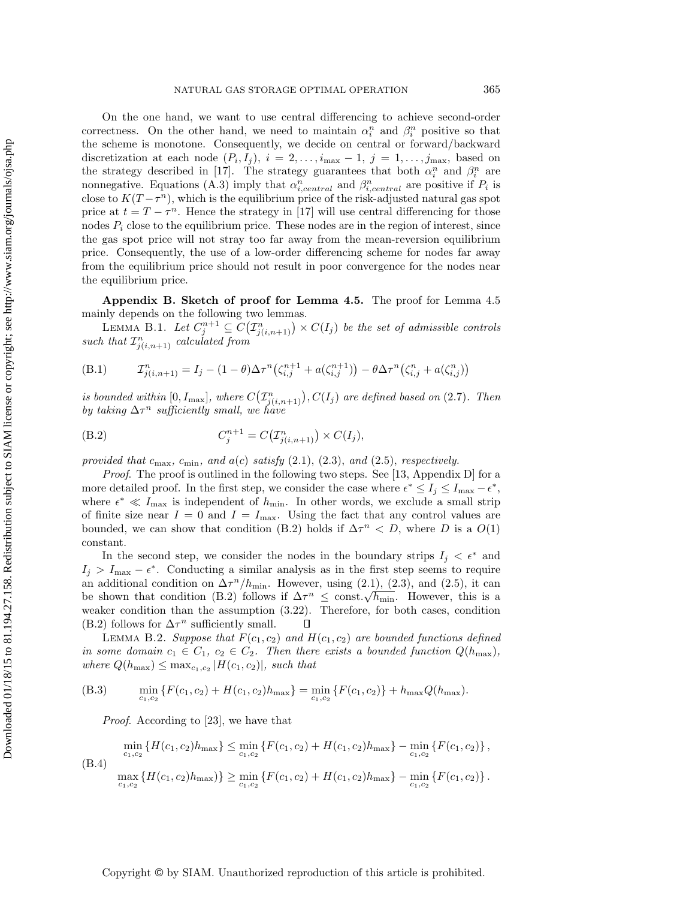On the one hand, we want to use central differencing to achieve second-order correctness. On the other hand, we need to maintain $\alpha_i^n$ and $\beta_i^n$ positive so that the scheme is monotone. Consequently, we decide on central or forward/backward discretization at each node $(P_i, I_j)$, $i = 2, \dots, i_{\max} - 1$, $j = 1, \dots, j_{\max}$, based on the strategy described in [17]. The strategy guarantees that both $\alpha_i^n$ and $\beta_i^n$ are nonnegative. Equations (A.3) imply that $\alpha_{i,central}^n$ and $\beta_{i,central}^n$ are positive if $P_i$ is close to $K(T - \tau^n)$, which is the equilibrium price of the risk-adjusted natural gas spot price at $t = T - \tau^n$. Hence the strategy in [17] will use central differencing for those nodes $P_i$ close to the equilibrium price. These nodes are in the region of interest, since the gas spot price will not stray too far away from the mean-reversion equilibrium price. Consequently, the use of a low-order differencing scheme for nodes far away from the equilibrium price should not result in poor convergence for the nodes near the equilibrium price.

## Appendix B. Sketch of proof for Lemma 4.5.

The proof for Lemma 4.5 mainly depends on the following two lemmas.

Lemma B.1. *Let $C_j^{n+1} \subseteq C\big(\mathcal{I}_{j(i,n+1)}^n\big) \times C(I_j)$ be the set of admissible controls such that $\mathcal{I}_{j(i,n+1)}^n$ calculated from*

$$\mathcal{I}_{j(i,n+1)}^n = I_j - (1-\theta)\Delta\tau^n\big(\zeta_{i,j}^{n+1} + a(\zeta_{i,j}^{n+1})\big) - \theta\Delta\tau^n\big(\zeta_{i,j}^n + a(\zeta_{i,j}^n)\big) \tag{B.1}$$

*is bounded within $[0, I_{\max}]$, where $C\big(\mathcal{I}_{j(i,n+1)}^n\big), C(I_j)$ are defined based on (2.7). Then by taking $\Delta\tau^n$ sufficiently small, we have*

$$C_j^{n+1} = C\big(\mathcal{I}_{j(i,n+1)}^n\big) \times C(I_j), \tag{B.2}$$

*provided that $c_{\max}$, $c_{\min}$, and $a(c)$ satisfy (2.1), (2.3), and (2.5), respectively.*

*Proof.* The proof is outlined in the following two steps. See [13, Appendix D] for a more detailed proof. In the first step, we consider the case where $\epsilon^* \le I_j \le I_{\max} - \epsilon^*$, where $\epsilon^* \ll I_{\max}$ is independent of $h_{\min}$. In other words, we exclude a small strip of finite size near $I = 0$ and $I = I_{\max}$. Using the fact that any control values are bounded, we can show that condition (B.2) holds if $\Delta\tau^n < D$, where $D$ is a $O(1)$ constant.

In the second step, we consider the nodes in the boundary strips $I_j < \epsilon^*$ and $I_j > I_{\max} - \epsilon^*$. Conducting a similar analysis as in the first step seems to require an additional condition on $\Delta\tau^n / h_{\min}$. However, using (2.1), (2.3), and (2.5), it can be shown that condition (B.2) follows if $\Delta\tau^n \le \text{const.}\sqrt{h_{\min}}$. However, this is a weaker condition than the assumption (3.22). Therefore, for both cases, condition (B.2) follows for $\Delta\tau^n$ sufficiently small. ∎

Lemma B.2. *Suppose that $F(c_1, c_2)$ and $H(c_1, c_2)$ are bounded functions defined in some domain $c_1 \in C_1$, $c_2 \in C_2$. Then there exists a bounded function $Q(h_{\max})$, where $Q(h_{\max}) \le \max_{c_1,c_2} |H(c_1, c_2)|$, such that*

$$\min_{c_1,c_2}\{F(c_1,c_2) + H(c_1,c_2)h_{\max}\} = \min_{c_1,c_2}\{F(c_1,c_2)\} + h_{\max}Q(h_{\max}). \tag{B.3}$$

*Proof.* According to [23], we have that

$$\begin{aligned}
\min_{c_1,c_2}\{H(c_1,c_2)h_{\max}\} &\le \min_{c_1,c_2}\{F(c_1,c_2) + H(c_1,c_2)h_{\max}\} - \min_{c_1,c_2}\{F(c_1,c_2)\}, \\
\max_{c_1,c_2}\{H(c_1,c_2)h_{\max})\} &\ge \min_{c_1,c_2}\{F(c_1,c_2) + H(c_1,c_2)h_{\max}\} - \min_{c_1,c_2}\{F(c_1,c_2)\}.
\end{aligned} \tag{B.4}$$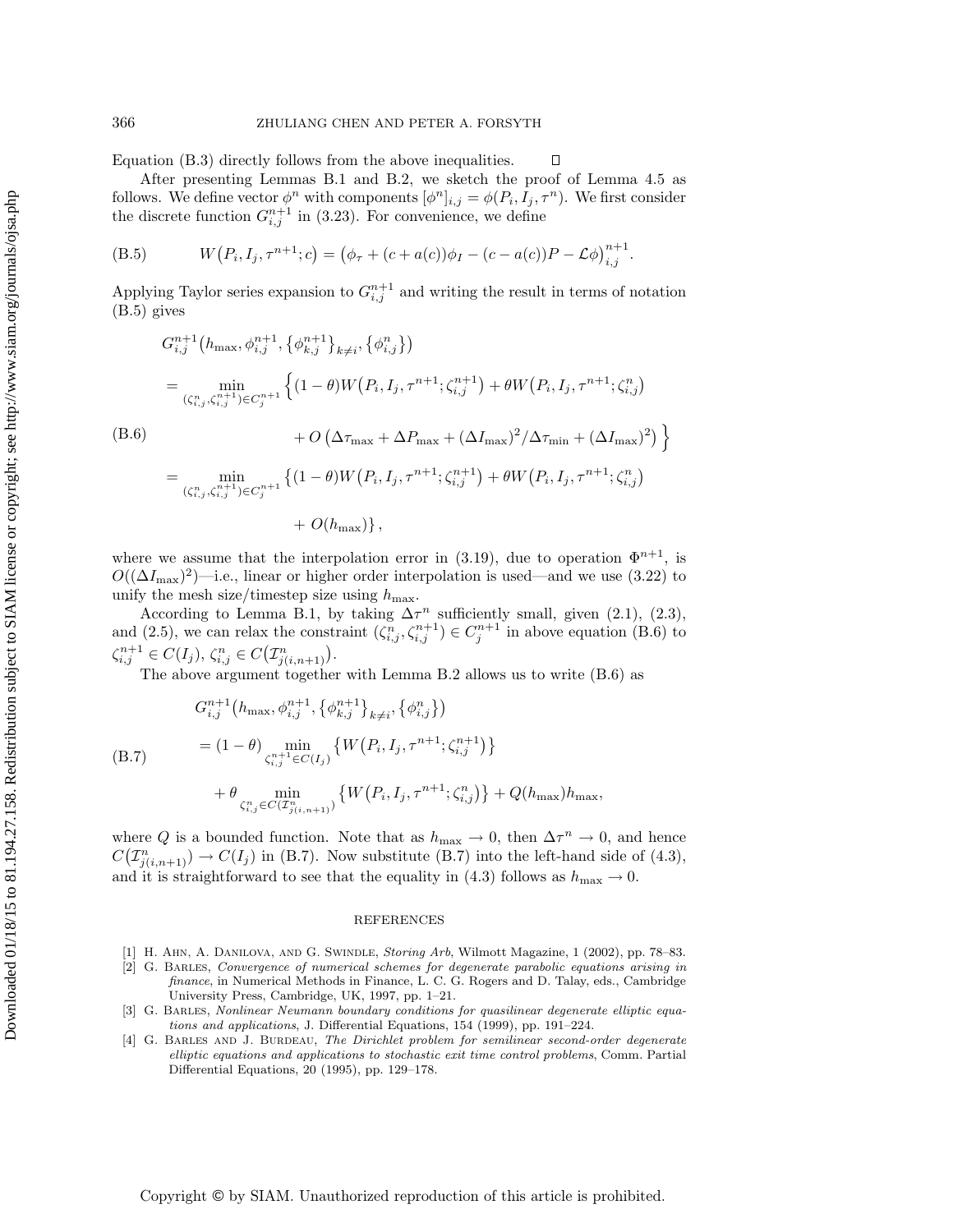Equation (B.3) directly follows from the above inequalities. □

After presenting Lemmas B.1 and B.2, we sketch the proof of Lemma 4.5 as follows. We define vector $\phi^n$ with components $[\phi^n]_{i,j} = \phi(P_i, I_j, \tau^n)$. We first consider the discrete function $G_{i,j}^{n+1}$ in (3.23). For convenience, we define

$$W\big(P_i, I_j, \tau^{n+1}; c\big) = \big(\phi_\tau + (c + a(c))\phi_I - (c - a(c))P - \mathcal{L}\phi\big)_{i,j}^{n+1}. \tag{B.5}$$

Applying Taylor series expansion to $G_{i,j}^{n+1}$ and writing the result in terms of notation (B.5) gives

$$\begin{aligned}
&G_{i,j}^{n+1}\big(h_{\max}, \phi_{i,j}^{n+1}, \{\phi_{k,j}^{n+1}\}_{k\neq i}, \{\phi_{i,j}^{n}\}\big) \\
&= \min_{(\zeta_{i,j}^n, \zeta_{i,j}^{n+1}) \in C_j^{n+1}} \Big\{ (1-\theta) W\big(P_i, I_j, \tau^{n+1}; \zeta_{i,j}^{n+1}\big) + \theta W\big(P_i, I_j, \tau^{n+1}; \zeta_{i,j}^{n}\big) \\
&\qquad\qquad + O\left(\Delta\tau_{\max} + \Delta P_{\max} + (\Delta I_{\max})^2/\Delta\tau_{\min} + (\Delta I_{\max})^2\right) \Big\} \\
&= \min_{(\zeta_{i,j}^n, \zeta_{i,j}^{n+1}) \in C_j^{n+1}} \big\{ (1-\theta) W\big(P_i, I_j, \tau^{n+1}; \zeta_{i,j}^{n+1}\big) + \theta W\big(P_i, I_j, \tau^{n+1}; \zeta_{i,j}^{n}\big) \\
&\qquad\qquad + O(h_{\max}) \big\},
\end{aligned} \tag{B.6}$$

where we assume that the interpolation error in (3.19), due to operation $\Phi^{n+1}$, is $O((\Delta I_{\max})^2)$—i.e., linear or higher order interpolation is used—and we use (3.22) to unify the mesh size/timestep size using $h_{\max}$.

According to Lemma B.1, by taking $\Delta\tau^n$ sufficiently small, given (2.1), (2.3), and (2.5), we can relax the constraint $(\zeta_{i,j}^n, \zeta_{i,j}^{n+1}) \in C_j^{n+1}$ in above equation (B.6) to $\zeta_{i,j}^{n+1} \in C(I_j)$, $\zeta_{i,j}^n \in C\big(\mathcal{I}_{j(i,n+1)}^n\big)$.

The above argument together with Lemma B.2 allows us to write (B.6) as

$$\begin{aligned}
&G_{i,j}^{n+1}\big(h_{\max}, \phi_{i,j}^{n+1}, \{\phi_{k,j}^{n+1}\}_{k\neq i}, \{\phi_{i,j}^{n}\}\big) \\
&= (1-\theta) \min_{\zeta_{i,j}^{n+1} \in C(I_j)} \big\{ W\big(P_i, I_j, \tau^{n+1}; \zeta_{i,j}^{n+1}\big) \big\} \\
&\quad + \theta \min_{\zeta_{i,j}^{n} \in C(\mathcal{I}_{j(i,n+1)}^n)} \big\{ W\big(P_i, I_j, \tau^{n+1}; \zeta_{i,j}^{n}\big) \big\} + Q(h_{\max}) h_{\max},
\end{aligned} \tag{B.7}$$

where $Q$ is a bounded function. Note that as $h_{\max} \to 0$, then $\Delta\tau^n \to 0$, and hence $C\big(\mathcal{I}_{j(i,n+1)}^n\big) \to C(I_j)$ in (B.7). Now substitute (B.7) into the left-hand side of (4.3), and it is straightforward to see that the equality in (4.3) follows as $h_{\max} \to 0$.

## REFERENCES

[1] H. Ahn, A. Danilova, and G. Swindle, *Storing Arb*, Wilmott Magazine, 1 (2002), pp. 78–83.

[2] G. Barles, *Convergence of numerical schemes for degenerate parabolic equations arising in finance*, in Numerical Methods in Finance, L. C. G. Rogers and D. Talay, eds., Cambridge University Press, Cambridge, UK, 1997, pp. 1–21.

[3] G. Barles, *Nonlinear Neumann boundary conditions for quasilinear degenerate elliptic equations and applications*, J. Differential Equations, 154 (1999), pp. 191–224.

[4] G. Barles and J. Burdeau, *The Dirichlet problem for semilinear second-order degenerate elliptic equations and applications to stochastic exit time control problems*, Comm. Partial Differential Equations, 20 (1995), pp. 129–178.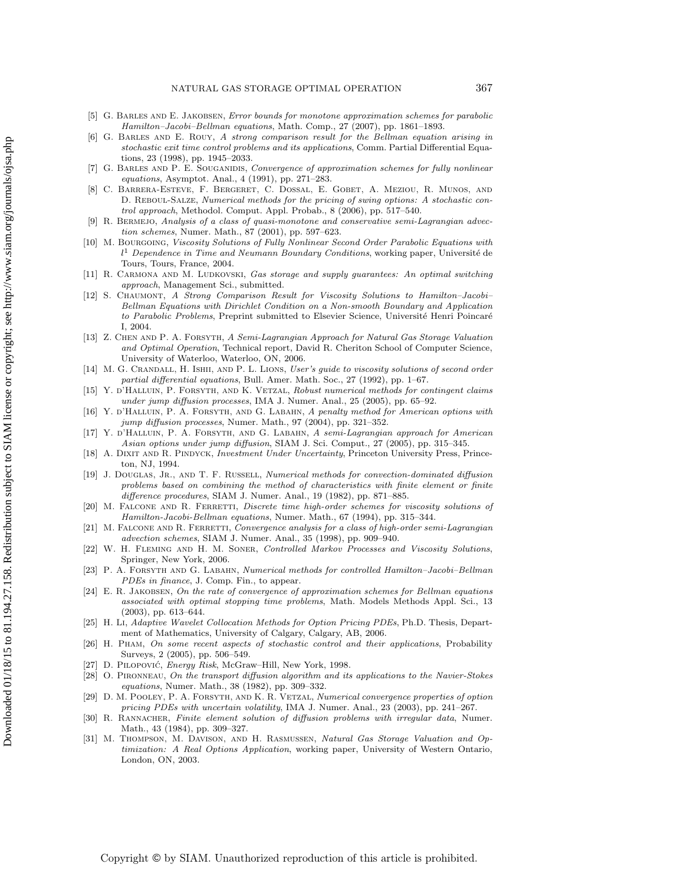[5] G. Barles and E. Jakobsen, *Error bounds for monotone approximation schemes for parabolic Hamilton–Jacobi–Bellman equations*, Math. Comp., 27 (2007), pp. 1861–1893.

[6] G. Barles and E. Rouy, *A strong comparison result for the Bellman equation arising in stochastic exit time control problems and its applications*, Comm. Partial Differential Equations, 23 (1998), pp. 1945–2033.

[7] G. Barles and P. E. Souganidis, *Convergence of approximation schemes for fully nonlinear equations*, Asymptot. Anal., 4 (1991), pp. 271–283.

[8] C. Barrera-Esteve, F. Bergeret, C. Dossal, E. Gobet, A. Meziou, R. Munos, and D. Reboul-Salze, *Numerical methods for the pricing of swing options: A stochastic control approach*, Methodol. Comput. Appl. Probab., 8 (2006), pp. 517–540.

[9] R. Bermejo, *Analysis of a class of quasi-monotone and conservative semi-Lagrangian advection schemes*, Numer. Math., 87 (2001), pp. 597–623.

[10] M. Bourgoing, *Viscosity Solutions of Fully Nonlinear Second Order Parabolic Equations with $l^1$ Dependence in Time and Neumann Boundary Conditions*, working paper, Université de Tours, Tours, France, 2004.

[11] R. Carmona and M. Ludkovski, *Gas storage and supply guarantees: An optimal switching approach*, Management Sci., submitted.

[12] S. Chaumont, *A Strong Comparison Result for Viscosity Solutions to Hamilton–Jacobi–Bellman Equations with Dirichlet Condition on a Non-smooth Boundary and Application to Parabolic Problems*, Preprint submitted to Elsevier Science, Université Henri Poincaré I, 2004.

[13] Z. Chen and P. A. Forsyth, *A Semi-Lagrangian Approach for Natural Gas Storage Valuation and Optimal Operation*, Technical report, David R. Cheriton School of Computer Science, University of Waterloo, Waterloo, ON, 2006.

[14] M. G. Crandall, H. Ishii, and P. L. Lions, *User's guide to viscosity solutions of second order partial differential equations*, Bull. Amer. Math. Soc., 27 (1992), pp. 1–67.

[15] Y. d'Halluin, P. Forsyth, and K. Vetzal, *Robust numerical methods for contingent claims under jump diffusion processes*, IMA J. Numer. Anal., 25 (2005), pp. 65–92.

[16] Y. d'Halluin, P. A. Forsyth, and G. Labahn, *A penalty method for American options with jump diffusion processes*, Numer. Math., 97 (2004), pp. 321–352.

[17] Y. d'Halluin, P. A. Forsyth, and G. Labahn, *A semi-Lagrangian approach for American Asian options under jump diffusion*, SIAM J. Sci. Comput., 27 (2005), pp. 315–345.

[18] A. Dixit and R. Pindyck, *Investment Under Uncertainty*, Princeton University Press, Princeton, NJ, 1994.

[19] J. Douglas, Jr., and T. F. Russell, *Numerical methods for convection-dominated diffusion problems based on combining the method of characteristics with finite element or finite difference procedures*, SIAM J. Numer. Anal., 19 (1982), pp. 871–885.

[20] M. Falcone and R. Ferretti, *Discrete time high-order schemes for viscosity solutions of Hamilton-Jacobi-Bellman equations*, Numer. Math., 67 (1994), pp. 315–344.

[21] M. Falcone and R. Ferretti, *Convergence analysis for a class of high-order semi-Lagrangian advection schemes*, SIAM J. Numer. Anal., 35 (1998), pp. 909–940.

[22] W. H. Fleming and H. M. Soner, *Controlled Markov Processes and Viscosity Solutions*, Springer, New York, 2006.

[23] P. A. Forsyth and G. Labahn, *Numerical methods for controlled Hamilton–Jacobi–Bellman PDEs in finance*, J. Comp. Fin., to appear.

[24] E. R. Jakobsen, *On the rate of convergence of approximation schemes for Bellman equations associated with optimal stopping time problems*, Math. Models Methods Appl. Sci., 13 (2003), pp. 613–644.

[25] H. Li, *Adaptive Wavelet Collocation Methods for Option Pricing PDEs*, Ph.D. Thesis, Department of Mathematics, University of Calgary, Calgary, AB, 2006.

[26] H. Pham, *On some recent aspects of stochastic control and their applications*, Probability Surveys, 2 (2005), pp. 506–549.

[27] D. Pilopović, *Energy Risk*, McGraw–Hill, New York, 1998.

[28] O. Pironneau, *On the transport diffusion algorithm and its applications to the Navier-Stokes equations*, Numer. Math., 38 (1982), pp. 309–332.

[29] D. M. Pooley, P. A. Forsyth, and K. R. Vetzal, *Numerical convergence properties of option pricing PDEs with uncertain volatility*, IMA J. Numer. Anal., 23 (2003), pp. 241–267.

[30] R. Rannacher, *Finite element solution of diffusion problems with irregular data*, Numer. Math., 43 (1984), pp. 309–327.

[31] M. Thompson, M. Davison, and H. Rasmussen, *Natural Gas Storage Valuation and Optimization: A Real Options Application*, working paper, University of Western Ontario, London, ON, 2003.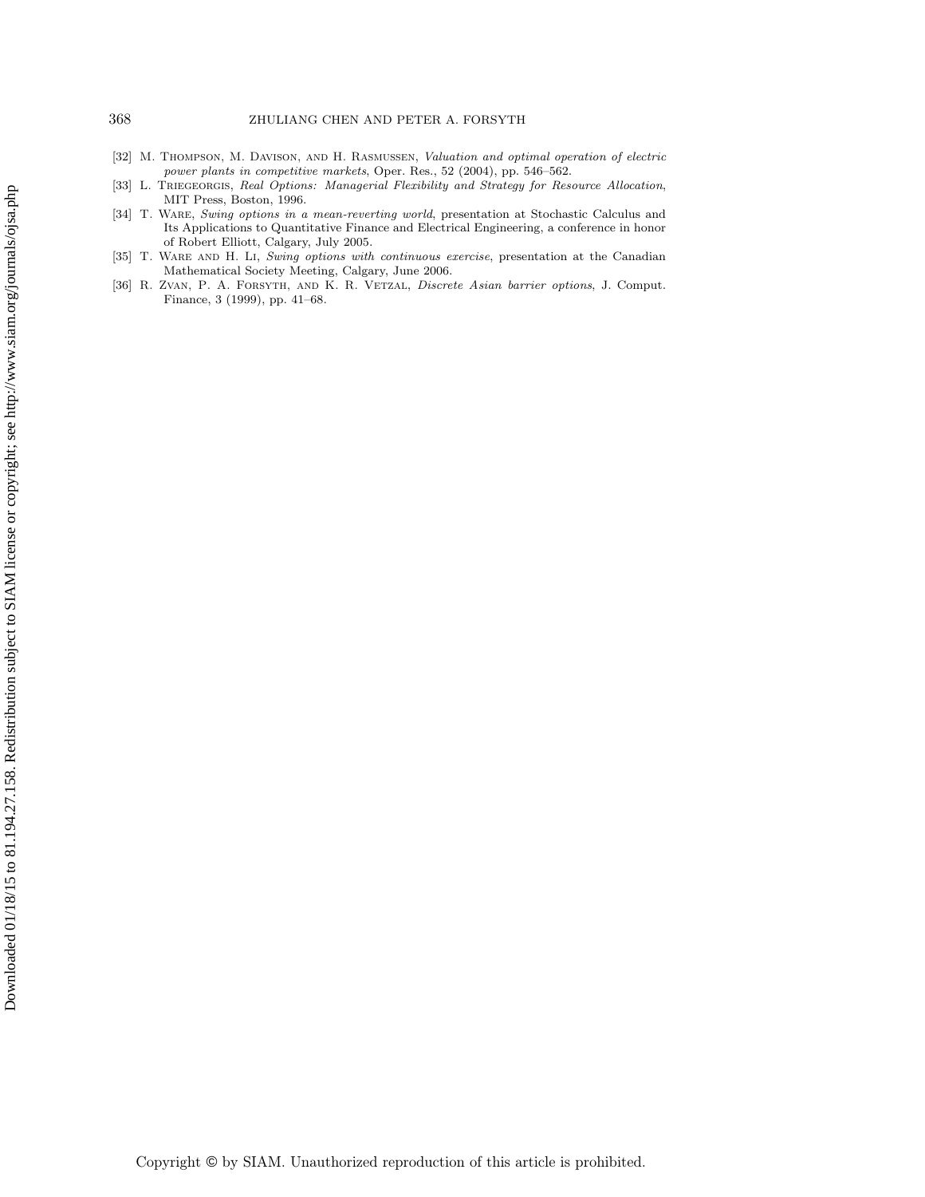[32] M. Thompson, M. Davison, and H. Rasmussen, *Valuation and optimal operation of electric power plants in competitive markets*, Oper. Res., 52 (2004), pp. 546–562.

[33] L. Triegeorgis, *Real Options: Managerial Flexibility and Strategy for Resource Allocation*, MIT Press, Boston, 1996.

[34] T. Ware, *Swing options in a mean-reverting world*, presentation at Stochastic Calculus and Its Applications to Quantitative Finance and Electrical Engineering, a conference in honor of Robert Elliott, Calgary, July 2005.

[35] T. Ware and H. Li, *Swing options with continuous exercise*, presentation at the Canadian Mathematical Society Meeting, Calgary, June 2006.

[36] R. Zvan, P. A. Forsyth, and K. R. Vetzal, *Discrete Asian barrier options*, J. Comput. Finance, 3 (1999), pp. 41–68.